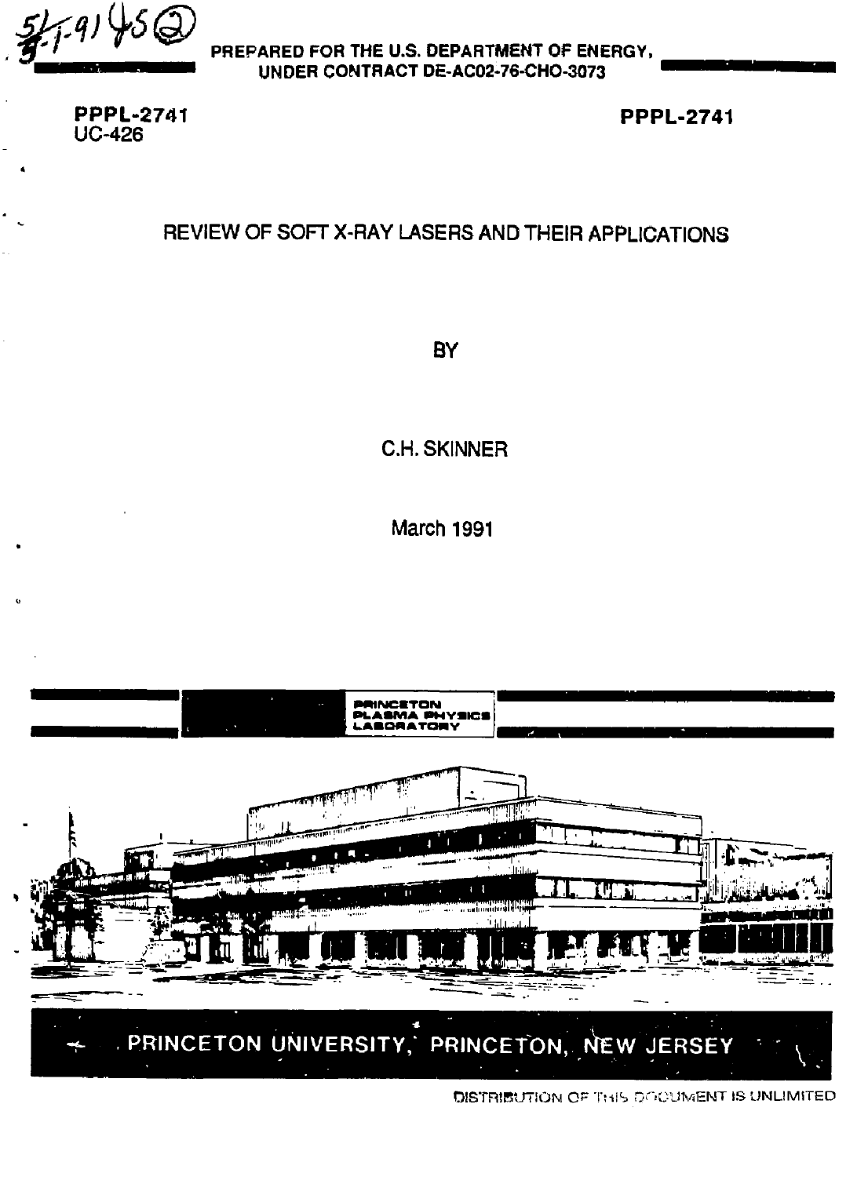PREPARED FOR THE U.S. DEPARTMENT OF ENERGY, UNDER CONTRACT DE-AC02-76-CHO-3073

**PPPL-2741**
UC-426

**PPPL-2741**

# REVIEW OF SOFT X-RAY LASERS AND THEIR APPLICATIONS

BY

C.H. SKINNER

March 1991

PRINCETON PLASMA PHYSICS LABORATORY

PRINCETON UNIVERSITY, PRINCETON, NEW JERSEY

DISTRIBUTION OF THIS DOCUMENT IS UNLIMITED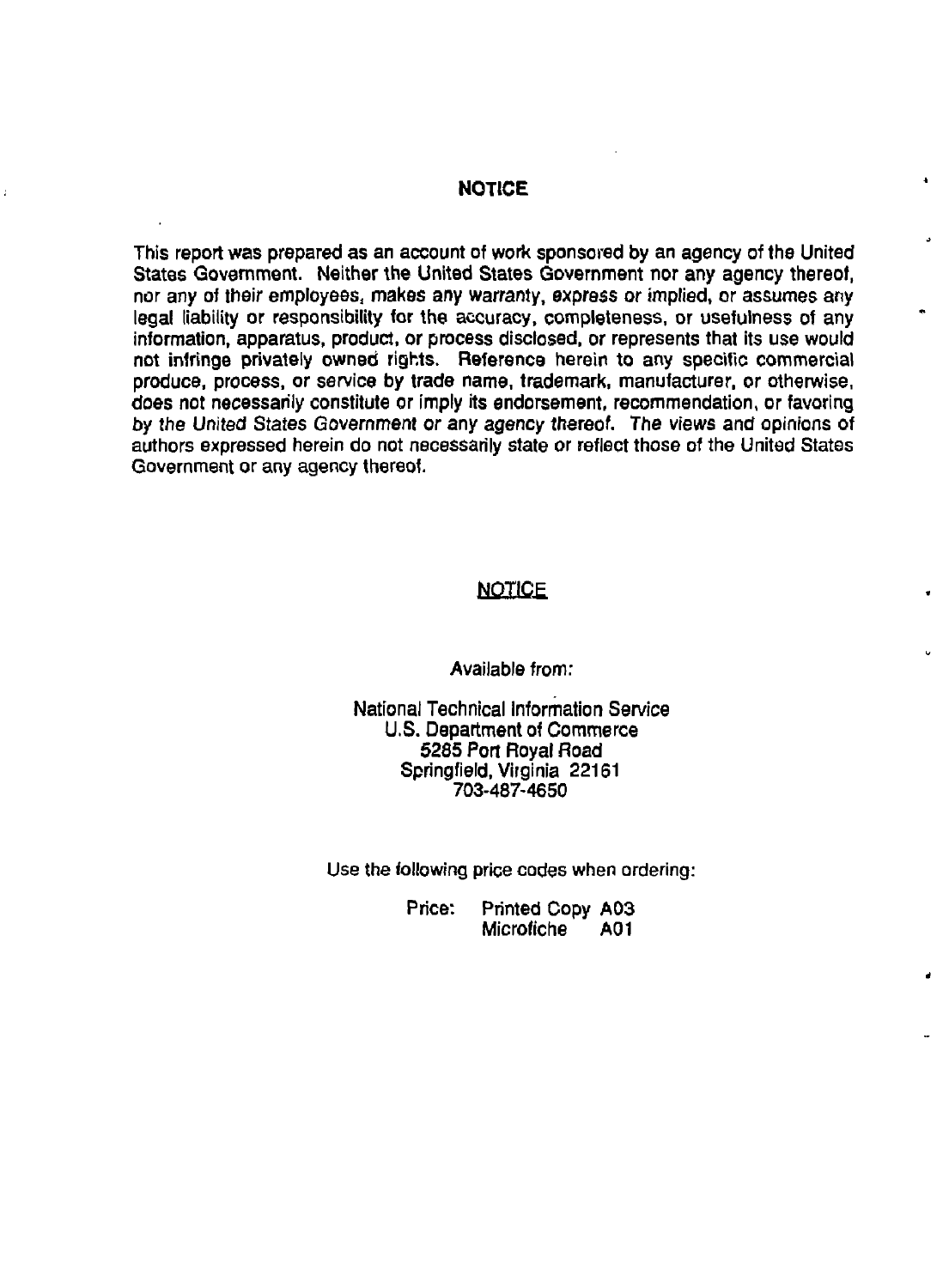## NOTICE

This report was prepared as an account of work sponsored by an agency of the United States Government. Neither the United States Government nor any agency thereof, nor any of their employees, makes any warranty, express or implied, or assumes any legal liability or responsibility for the accuracy, completeness, or usefulness of any information, apparatus, product, or process disclosed, or represents that its use would not infringe privately owned rights. Reference herein to any specific commercial produce, process, or service by trade name, trademark, manufacturer, or otherwise, does not necessarily constitute or imply its endorsement, recommendation, or favoring by the United States Government or any agency thereof. The views and opinions of authors expressed herein do not necessarily state or reflect those of the United States Government or any agency thereof.

## NOTICE

Available from:

National Technical Information Service
U.S. Department of Commerce
5285 Port Royal Road
Springfield, Virginia 22161
703-487-4650

Use the following price codes when ordering:

Price: Printed Copy A03
Microfiche A01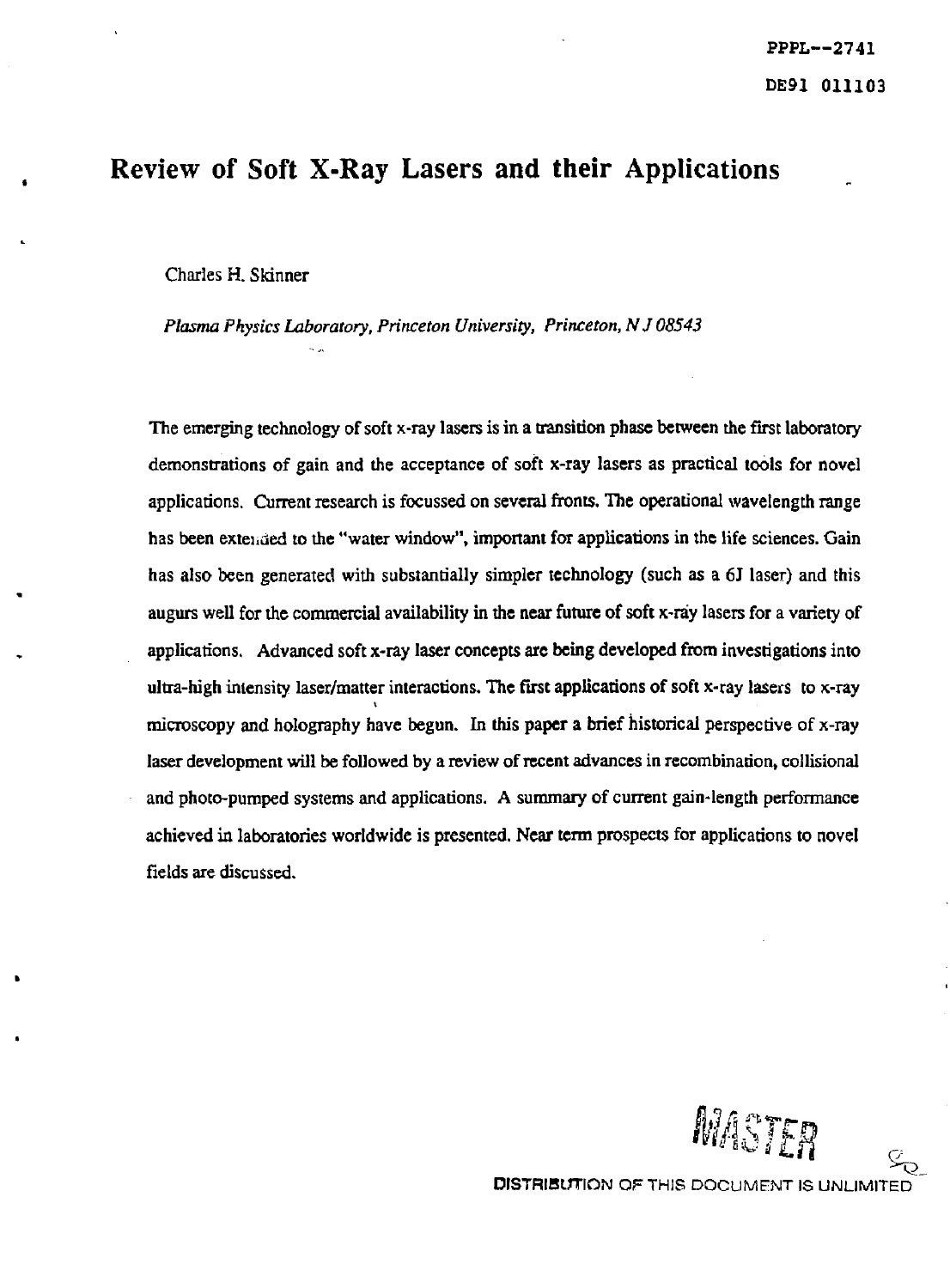PPPL--2741

DE91 011103

# Review of Soft X-Ray Lasers and their Applications

Charles H. Skinner

*Plasma Physics Laboratory, Princeton University, Princeton, N J 08543*

The emerging technology of soft x-ray lasers is in a transition phase between the first laboratory demonstrations of gain and the acceptance of soft x-ray lasers as practical tools for novel applications. Current research is focussed on several fronts. The operational wavelength range has been extended to the "water window", important for applications in the life sciences. Gain has also been generated with substantially simpler technology (such as a 6J laser) and this augurs well for the commercial availability in the near future of soft x-ray lasers for a variety of applications. Advanced soft x-ray laser concepts are being developed from investigations into ultra-high intensity laser/matter interactions. The first applications of soft x-ray lasers to x-ray microscopy and holography have begun. In this paper a brief historical perspective of x-ray laser development will be followed by a review of recent advances in recombination, collisional and photo-pumped systems and applications. A summary of current gain-length performance achieved in laboratories worldwide is presented. Near term prospects for applications to novel fields are discussed.

MASTER

DISTRIBUTION OF THIS DOCUMENT IS UNLIMITED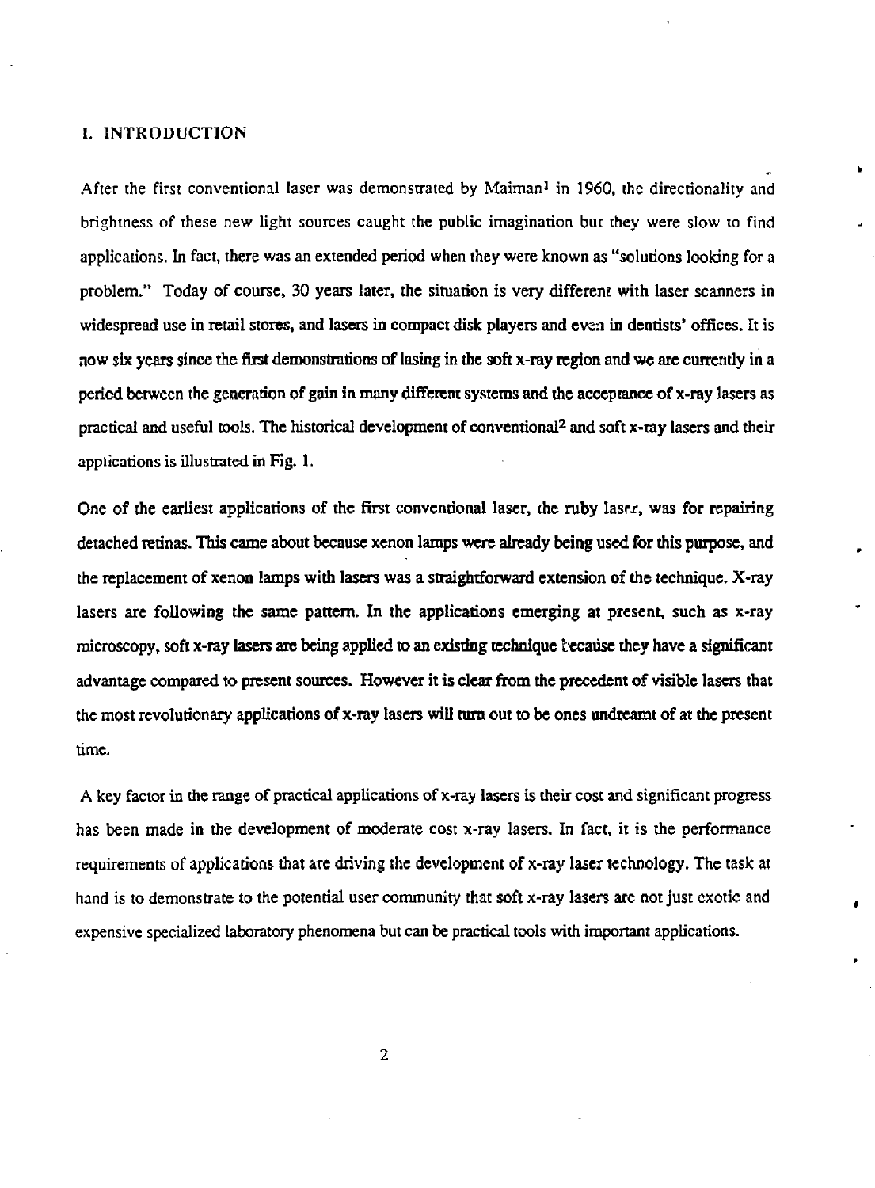## I. INTRODUCTION

After the first conventional laser was demonstrated by Maiman[1] in 1960, the directionality and brightness of these new light sources caught the public imagination but they were slow to find applications. In fact, there was an extended period when they were known as "solutions looking for a problem." Today of course, 30 years later, the situation is very different with laser scanners in widespread use in retail stores, and lasers in compact disk players and even in dentists' offices. It is now six years since the first demonstrations of lasing in the soft x-ray region and we are currently in a period between the generation of gain in many different systems and the acceptance of x-ray lasers as practical and useful tools. The historical development of conventional[2] and soft x-ray lasers and their applications is illustrated in Fig. 1.

One of the earliest applications of the first conventional laser, the ruby laser, was for repairing detached retinas. This came about because xenon lamps were already being used for this purpose, and the replacement of xenon lamps with lasers was a straightforward extension of the technique. X-ray lasers are following the same pattern. In the applications emerging at present, such as x-ray microscopy, soft x-ray lasers are being applied to an existing technique because they have a significant advantage compared to present sources. However it is clear from the precedent of visible lasers that the most revolutionary applications of x-ray lasers will turn out to be ones undreamt of at the present time.

A key factor in the range of practical applications of x-ray lasers is their cost and significant progress has been made in the development of moderate cost x-ray lasers. In fact, it is the performance requirements of applications that are driving the development of x-ray laser technology. The task at hand is to demonstrate to the potential user community that soft x-ray lasers are not just exotic and expensive specialized laboratory phenomena but can be practical tools with important applications.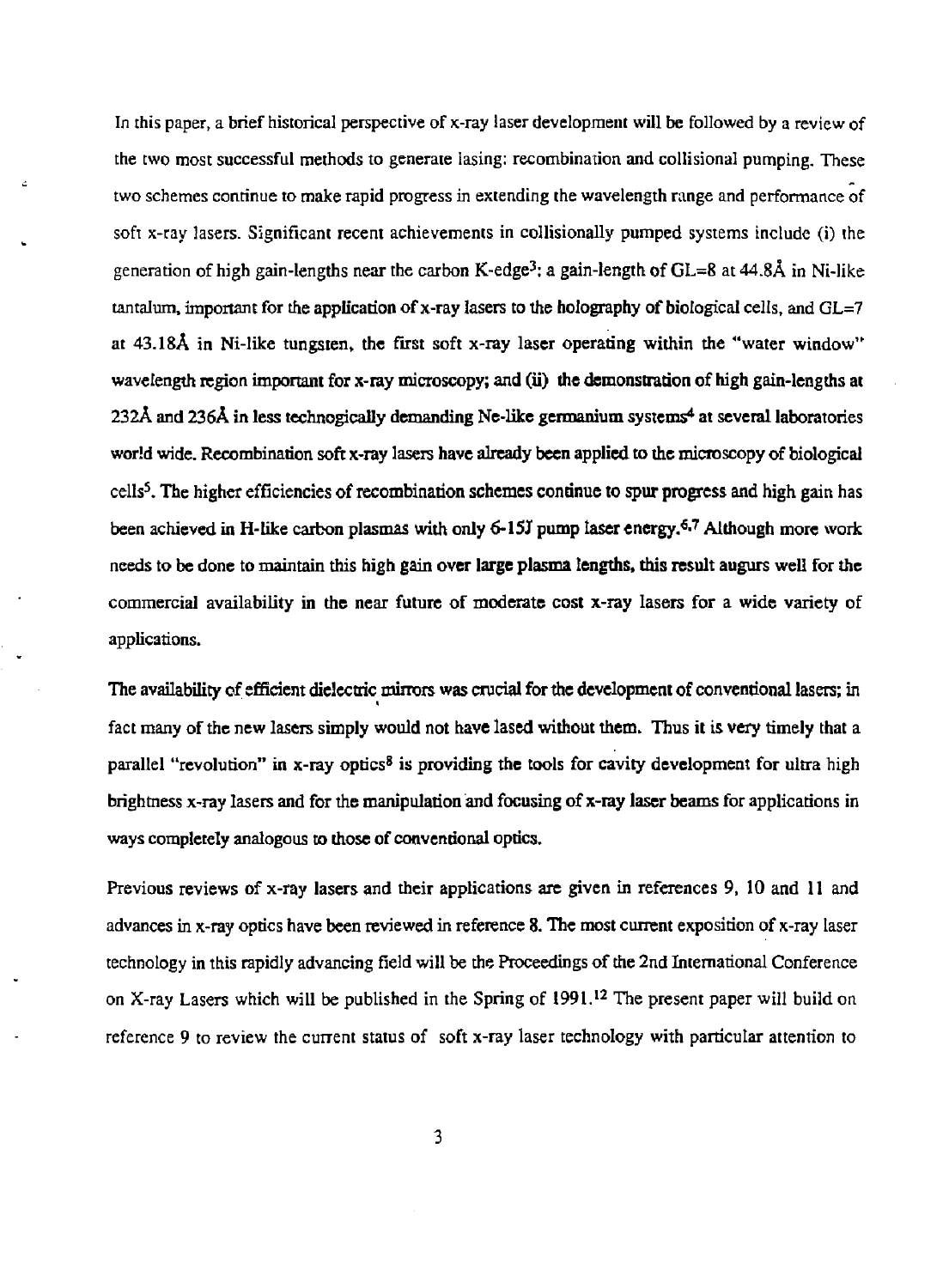In this paper, a brief historical perspective of x-ray laser development will be followed by a review of the two most successful methods to generate lasing: recombination and collisional pumping. These two schemes continue to make rapid progress in extending the wavelength range and performance of soft x-ray lasers. Significant recent achievements in collisionally pumped systems include (i) the generation of high gain-lengths near the carbon K-edge[3]: a gain-length of GL=8 at 44.8Å in Ni-like tantalum, important for the application of x-ray lasers to the holography of biological cells, and GL=7 at 43.18Å in Ni-like tungsten, the first soft x-ray laser operating within the "water window" wavelength region important for x-ray microscopy; and (ii) the demonstration of high gain-lengths at 232Å and 236Å in less technogically demanding Ne-like germanium systems[4] at several laboratories world wide. Recombination soft x-ray lasers have already been applied to the microscopy of biological cells[5]. The higher efficiencies of recombination schemes continue to spur progress and high gain has been achieved in H-like carbon plasmas with only 6-15J pump laser energy.[6,7] Although more work needs to be done to maintain this high gain over large plasma lengths, this result augurs well for the commercial availability in the near future of moderate cost x-ray lasers for a wide variety of applications.

The availability of efficient dielectric mirrors was crucial for the development of conventional lasers; in fact many of the new lasers simply would not have lased without them. Thus it is very timely that a parallel "revolution" in x-ray optics[8] is providing the tools for cavity development for ultra high brightness x-ray lasers and for the manipulation and focusing of x-ray laser beams for applications in ways completely analogous to those of conventional optics.

Previous reviews of x-ray lasers and their applications are given in references 9, 10 and 11 and advances in x-ray optics have been reviewed in reference 8. The most current exposition of x-ray laser technology in this rapidly advancing field will be the Proceedings of the 2nd International Conference on X-ray Lasers which will be published in the Spring of 1991.[12] The present paper will build on reference 9 to review the current status of soft x-ray laser technology with particular attention to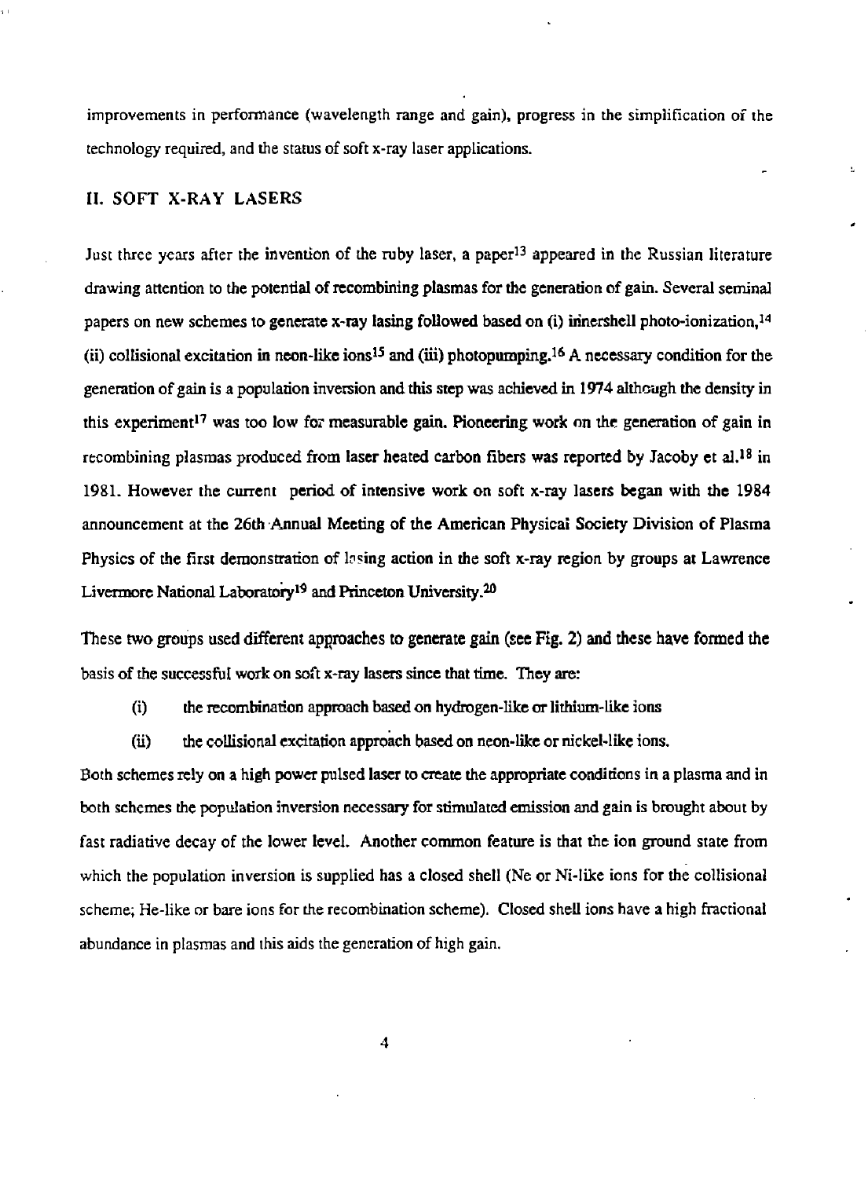improvements in performance (wavelength range and gain), progress in the simplification of the technology required, and the status of soft x-ray laser applications.

## II. SOFT X-RAY LASERS

Just three years after the invention of the ruby laser, a paper[13] appeared in the Russian literature drawing attention to the potential of recombining plasmas for the generation of gain. Several seminal papers on new schemes to generate x-ray lasing followed based on (i) innershell photo-ionization,[14] (ii) collisional excitation in neon-like ions[15] and (iii) photopumping.[16] A necessary condition for the generation of gain is a population inversion and this step was achieved in 1974 although the density in this experiment[17] was too low for measurable gain. Pioneering work on the generation of gain in recombining plasmas produced from laser heated carbon fibers was reported by Jacoby et al.[18] in 1981. However the current period of intensive work on soft x-ray lasers began with the 1984 announcement at the 26th Annual Meeting of the American Physical Society Division of Plasma Physics of the first demonstration of lasing action in the soft x-ray region by groups at Lawrence Livermore National Laboratory[19] and Princeton University.[20]

These two groups used different approaches to generate gain (see Fig. 2) and these have formed the basis of the successful work on soft x-ray lasers since that time. They are:

(i) the recombination approach based on hydrogen-like or lithium-like ions

(ii) the collisional excitation approach based on neon-like or nickel-like ions.

Both schemes rely on a high power pulsed laser to create the appropriate conditions in a plasma and in both schemes the population inversion necessary for stimulated emission and gain is brought about by fast radiative decay of the lower level. Another common feature is that the ion ground state from which the population inversion is supplied has a closed shell (Ne or Ni-like ions for the collisional scheme; He-like or bare ions for the recombination scheme). Closed shell ions have a high fractional abundance in plasmas and this aids the generation of high gain.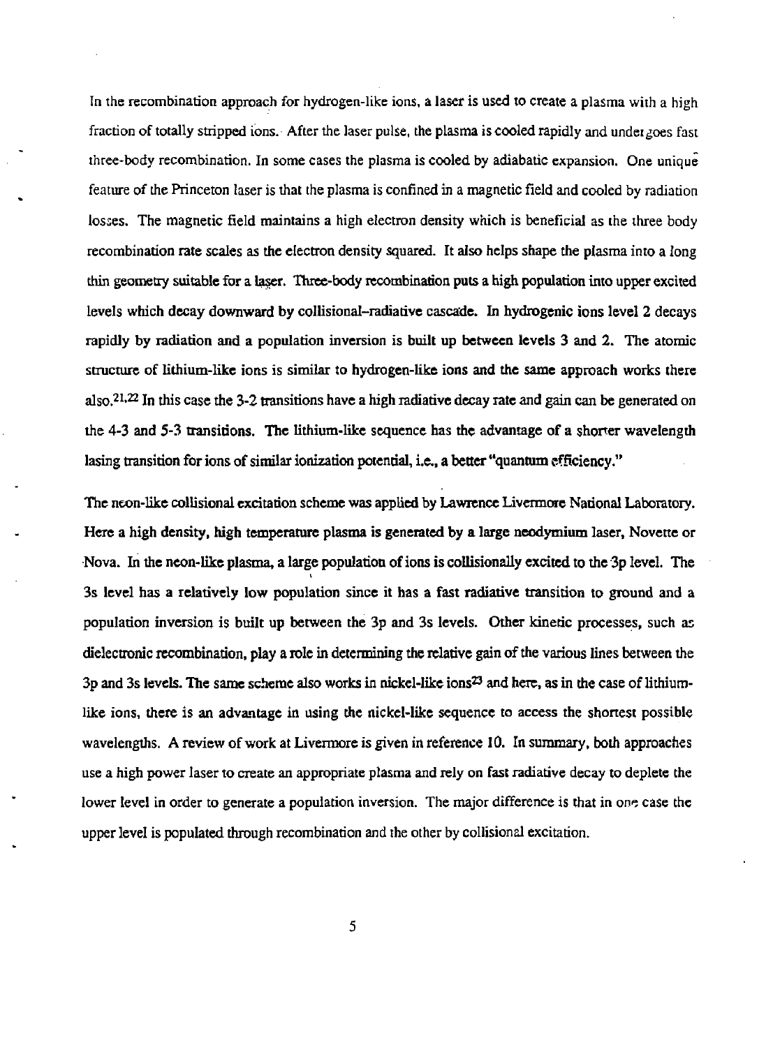In the recombination approach for hydrogen-like ions, a laser is used to create a plasma with a high fraction of totally stripped ions. After the laser pulse, the plasma is cooled rapidly and undergoes fast three-body recombination. In some cases the plasma is cooled by adiabatic expansion. One unique feature of the Princeton laser is that the plasma is confined in a magnetic field and cooled by radiation losses. The magnetic field maintains a high electron density which is beneficial as the three body recombination rate scales as the electron density squared. It also helps shape the plasma into a long thin geometry suitable for a laser. Three-body recombination puts a high population into upper excited levels which decay downward by collisional–radiative cascade. In hydrogenic ions level 2 decays rapidly by radiation and a population inversion is built up between levels 3 and 2. The atomic structure of lithium-like ions is similar to hydrogen-like ions and the same approach works there also.[21,22] In this case the 3-2 transitions have a high radiative decay rate and gain can be generated on the 4-3 and 5-3 transitions. The lithium-like sequence has the advantage of a shorter wavelength lasing transition for ions of similar ionization potential, i.e., a better "quantum efficiency."

The neon-like collisional excitation scheme was applied by Lawrence Livermore National Laboratory. Here a high density, high temperature plasma is generated by a large neodymium laser, Novette or Nova. In the neon-like plasma, a large population of ions is collisionally excited to the 3p level. The 3s level has a relatively low population since it has a fast radiative transition to ground and a population inversion is built up between the 3p and 3s levels. Other kinetic processes, such as dielectronic recombination, play a role in determining the relative gain of the various lines between the 3p and 3s levels. The same scheme also works in nickel-like ions[23] and here, as in the case of lithium-like ions, there is an advantage in using the nickel-like sequence to access the shortest possible wavelengths. A review of work at Livermore is given in reference 10. In summary, both approaches use a high power laser to create an appropriate plasma and rely on fast radiative decay to deplete the lower level in order to generate a population inversion. The major difference is that in one case the upper level is populated through recombination and the other by collisional excitation.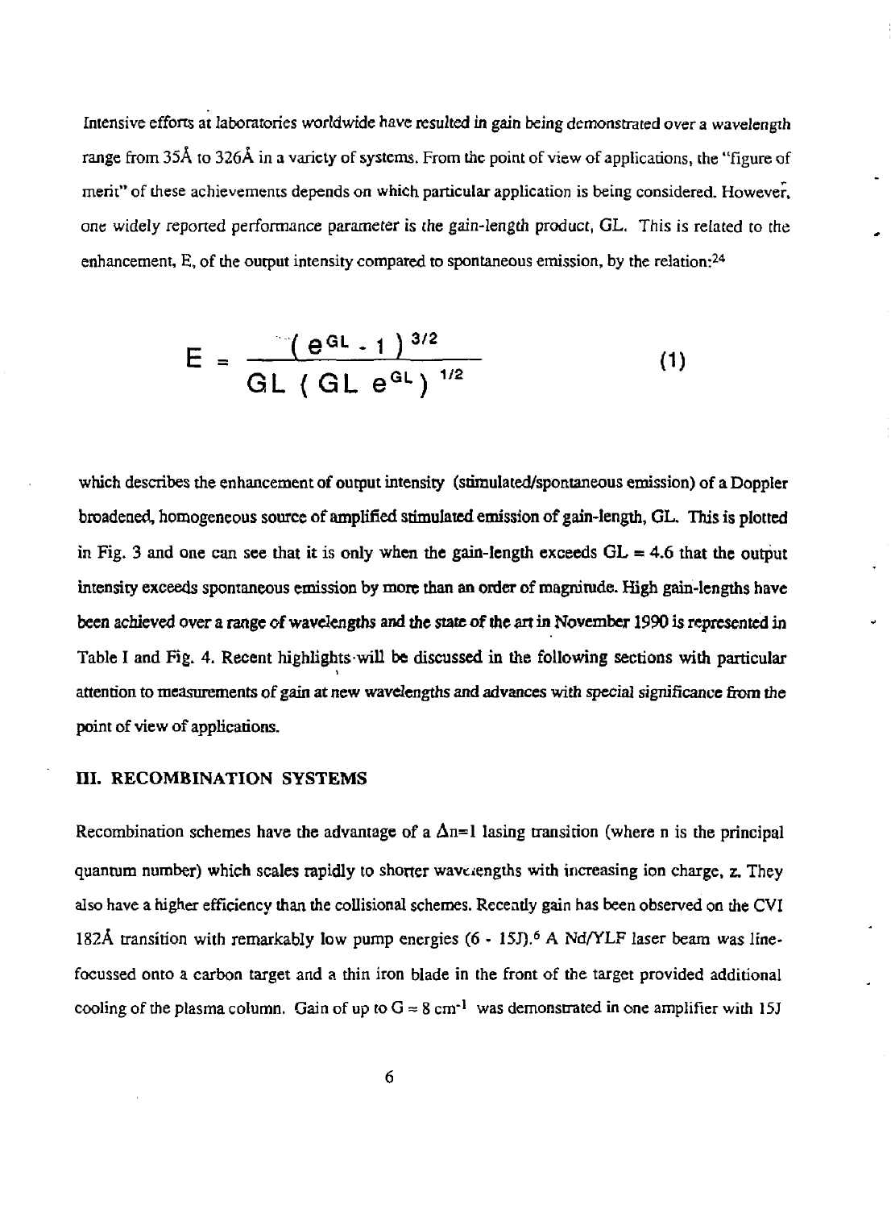Intensive efforts at laboratories worldwide have resulted in gain being demonstrated over a wavelength range from 35Å to 326Å in a variety of systems. From the point of view of applications, the "figure of merit" of these achievements depends on which particular application is being considered. However, one widely reported performance parameter is the gain-length product, GL. This is related to the enhancement, E, of the output intensity compared to spontaneous emission, by the relation:[24]

$$E = \frac{(e^{GL} - 1)^{3/2}}{GL\,(GL\,e^{GL})^{1/2}} \tag{1}$$

which describes the enhancement of output intensity (stimulated/spontaneous emission) of a Doppler broadened, homogeneous source of amplified stimulated emission of gain-length, GL. This is plotted in Fig. 3 and one can see that it is only when the gain-length exceeds GL = 4.6 that the output intensity exceeds spontaneous emission by more than an order of magnitude. High gain-lengths have been achieved over a range of wavelengths and the state of the art in November 1990 is represented in Table I and Fig. 4. Recent highlights will be discussed in the following sections with particular attention to measurements of gain at new wavelengths and advances with special significance from the point of view of applications.

## III. RECOMBINATION SYSTEMS

Recombination schemes have the advantage of a $\Delta n=1$ lasing transition (where n is the principal quantum number) which scales rapidly to shorter wavelengths with increasing ion charge, z. They also have a higher efficiency than the collisional schemes. Recently gain has been observed on the CVI 182Å transition with remarkably low pump energies (6 - 15J).[6] A Nd/YLF laser beam was line-focussed onto a carbon target and a thin iron blade in the front of the target provided additional cooling of the plasma column. Gain of up to $G \approx 8\ cm^{-1}$ was demonstrated in one amplifier with 15J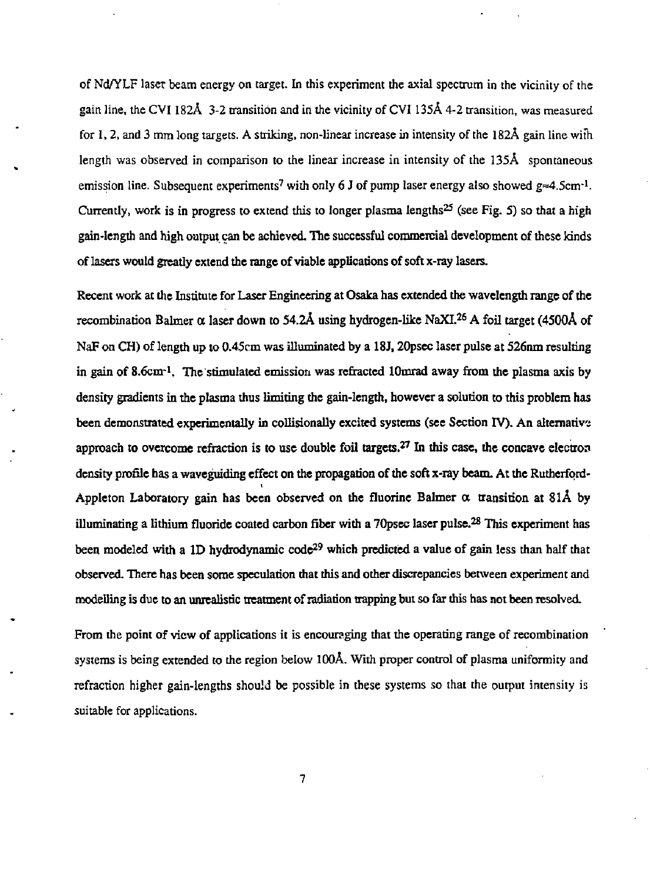of Nd/YLF laser beam energy on target. In this experiment the axial spectrum in the vicinity of the gain line, the CVI 182Å 3-2 transition and in the vicinity of CVI 135Å 4-2 transition, was measured for 1, 2, and 3 mm long targets. A striking, non-linear increase in intensity of the 182Å gain line with length was observed in comparison to the linear increase in intensity of the 135Å spontaneous emission line. Subsequent experiments[7] with only 6 J of pump laser energy also showed $g \approx 4.5\text{cm}^{-1}$. Currently, work is in progress to extend this to longer plasma lengths[25] (see Fig. 5) so that a high gain-length and high output can be achieved. The successful commercial development of these kinds of lasers would greatly extend the range of viable applications of soft x-ray lasers.

Recent work at the Institute for Laser Engineering at Osaka has extended the wavelength range of the recombination Balmer α laser down to 54.2Å using hydrogen-like NaXI.[26] A foil target (4500Å of NaF on CH) of length up to 0.45cm was illuminated by a 18J, 20psec laser pulse at 526nm resulting in gain of $8.6\text{cm}^{-1}$. The stimulated emission was refracted 10mrad away from the plasma axis by density gradients in the plasma thus limiting the gain-length, however a solution to this problem has been demonstrated experimentally in collisionally excited systems (see Section IV). An alternative approach to overcome refraction is to use double foil targets.[27] In this case, the concave electron density profile has a waveguiding effect on the propagation of the soft x-ray beam. At the Rutherford-Appleton Laboratory gain has been observed on the fluorine Balmer α transition at 81Å by illuminating a lithium fluoride coated carbon fiber with a 70psec laser pulse.[28] This experiment has been modeled with a 1D hydrodynamic code[29] which predicted a value of gain less than half that observed. There has been some speculation that this and other discrepancies between experiment and modelling is due to an unrealistic treatment of radiation trapping but so far this has not been resolved.

From the point of view of applications it is encouraging that the operating range of recombination systems is being extended to the region below 100Å. With proper control of plasma uniformity and refraction higher gain-lengths should be possible in these systems so that the output intensity is suitable for applications.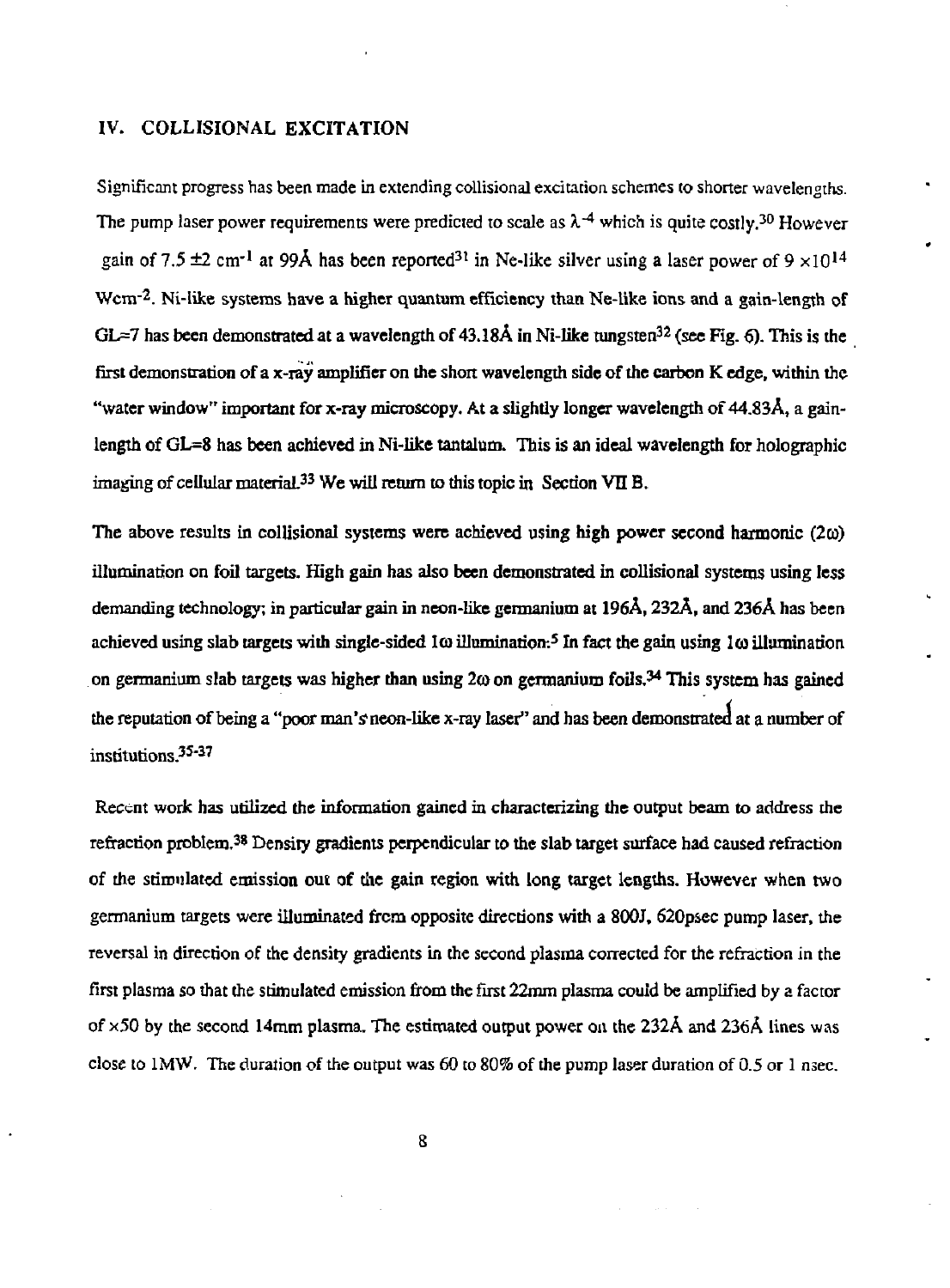## IV. COLLISIONAL EXCITATION

Significant progress has been made in extending collisional excitation schemes to shorter wavelengths. The pump laser power requirements were predicted to scale as $\lambda^{-4}$ which is quite costly.[30] However gain of $7.5 \pm 2$ cm$^{-1}$ at 99Å has been reported[31] in Ne-like silver using a laser power of $9 \times 10^{14}$ Wcm$^{-2}$. Ni-like systems have a higher quantum efficiency than Ne-like ions and a gain-length of GL≈7 has been demonstrated at a wavelength of 43.18Å in Ni-like tungsten[32] (see Fig. 6). This is the first demonstration of a x-ray amplifier on the short wavelength side of the carbon K edge, within the "water window" important for x-ray microscopy. At a slightly longer wavelength of 44.83Å, a gain-length of GL=8 has been achieved in Ni-like tantalum. This is an ideal wavelength for holographic imaging of cellular material.[33] We will return to this topic in Section VII B.

The above results in collisional systems were achieved using high power second harmonic (2ω) illumination on foil targets. High gain has also been demonstrated in collisional systems using less demanding technology; in particular gain in neon-like germanium at 196Å, 232Å, and 236Å has been achieved using slab targets with single-sided 1ω illumination.[5] In fact the gain using 1ω illumination on germanium slab targets was higher than using 2ω on germanium foils.[34] This system has gained the reputation of being a "poor man's neon-like x-ray laser" and has been demonstrated at a number of institutions.[35-37]

Recent work has utilized the information gained in characterizing the output beam to address the refraction problem.[38] Density gradients perpendicular to the slab target surface had caused refraction of the stimulated emission out of the gain region with long target lengths. However when two germanium targets were illuminated from opposite directions with a 800J, 620psec pump laser, the reversal in direction of the density gradients in the second plasma corrected for the refraction in the first plasma so that the stimulated emission from the first 22mm plasma could be amplified by a factor of ×50 by the second 14mm plasma. The estimated output power on the 232Å and 236Å lines was close to 1MW. The duration of the output was 60 to 80% of the pump laser duration of 0.5 or 1 nsec.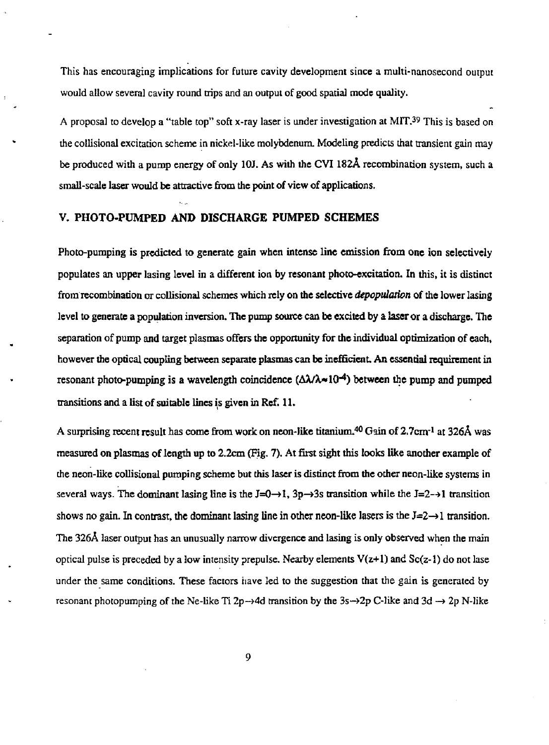This has encouraging implications for future cavity development since a multi-nanosecond output would allow several cavity round trips and an output of good spatial mode quality.

A proposal to develop a "table top" soft x-ray laser is under investigation at MIT.[39] This is based on the collisional excitation scheme in nickel-like molybdenum. Modeling predicts that transient gain may be produced with a pump energy of only 10J. As with the CVI 182Å recombination system, such a small-scale laser would be attractive from the point of view of applications.

## V. PHOTO-PUMPED AND DISCHARGE PUMPED SCHEMES

Photo-pumping is predicted to generate gain when intense line emission from one ion selectively populates an upper lasing level in a different ion by resonant photo-excitation. In this, it is distinct from recombination or collisional schemes which rely on the selective *depopulation* of the lower lasing level to generate a population inversion. The pump source can be excited by a laser or a discharge. The separation of pump and target plasmas offers the opportunity for the individual optimization of each, however the optical coupling between separate plasmas can be inefficient. An essential requirement in resonant photo-pumping is a wavelength coincidence ($\Delta\lambda/\lambda \approx 10^{-4}$) between the pump and pumped transitions and a list of suitable lines is given in Ref. 11.

A surprising recent result has come from work on neon-like titanium.[40] Gain of 2.7cm$^{-1}$ at 326Å was measured on plasmas of length up to 2.2cm (Fig. 7). At first sight this looks like another example of the neon-like collisional pumping scheme but this laser is distinct from the other neon-like systems in several ways. The dominant lasing line is the J=0→1, 3p→3s transition while the J=2→1 transition shows no gain. In contrast, the dominant lasing line in other neon-like lasers is the J=2→1 transition. The 326Å laser output has an unusually narrow divergence and lasing is only observed when the main optical pulse is preceded by a low intensity prepulse. Nearby elements V(z+1) and Sc(z-1) do not lase under the same conditions. These factors have led to the suggestion that the gain is generated by resonant photopumping of the Ne-like Ti 2p→4d transition by the 3s→2p C-like and 3d → 2p N-like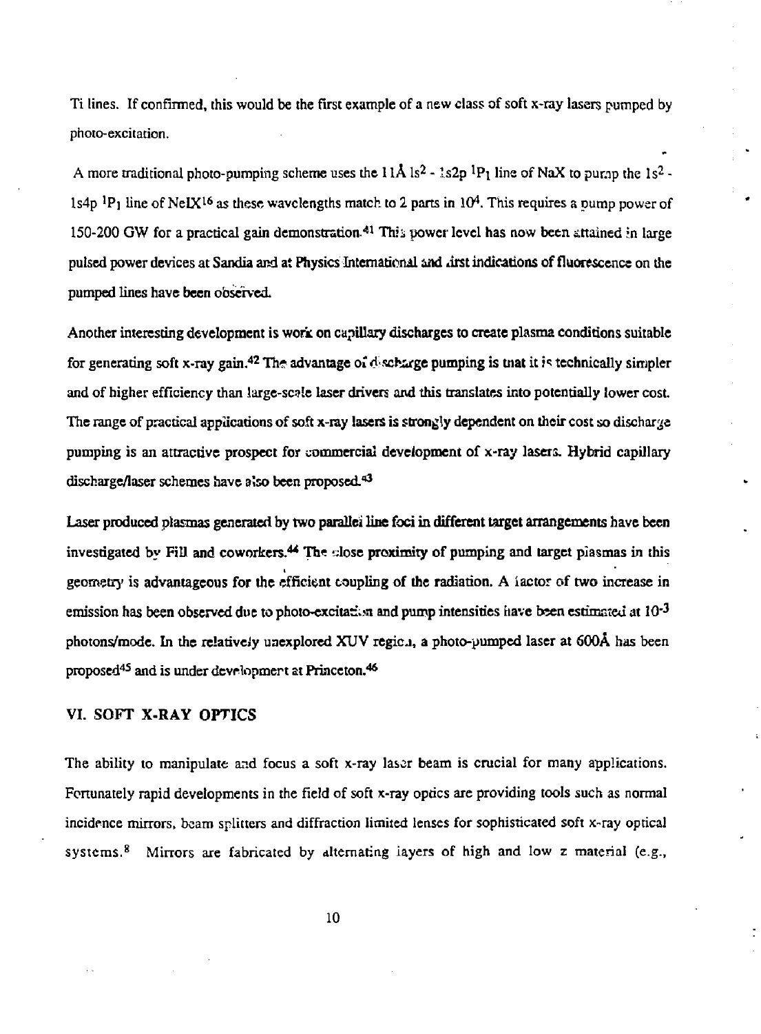Ti lines. If confirmed, this would be the first example of a new class of soft x-ray lasers pumped by photo-excitation.

A more traditional photo-pumping scheme uses the 11Å $1s^2$ - $1s2p$ $^1P_1$ line of NaX to pump the $1s^2$ - $1s4p$ $^1P_1$ line of NeIX[16] as these wavelengths match to 2 parts in $10^4$. This requires a pump power of 150-200 GW for a practical gain demonstration.[41] This power level has now been attained in large pulsed power devices at Sandia and at Physics International and first indications of fluorescence on the pumped lines have been observed.

Another interesting development is work on capillary discharges to create plasma conditions suitable for generating soft x-ray gain.[42] The advantage of discharge pumping is that it is technically simpler and of higher efficiency than large-scale laser drivers and this translates into potentially lower cost. The range of practical applications of soft x-ray lasers is strongly dependent on their cost so discharge pumping is an attractive prospect for commercial development of x-ray lasers. Hybrid capillary discharge/laser schemes have also been proposed.[43]

Laser produced plasmas generated by two parallel line foci in different target arrangements have been investigated by Fill and coworkers.[44] The close proximity of pumping and target plasmas in this geometry is advantageous for the efficient coupling of the radiation. A factor of two increase in emission has been observed due to photo-excitation and pump intensities have been estimated at $10^{-3}$ photons/mode. In the relatively unexplored XUV region, a photo-pumped laser at 600Å has been proposed[45] and is under development at Princeton.[46]

## VI. SOFT X-RAY OPTICS

The ability to manipulate and focus a soft x-ray laser beam is crucial for many applications. Fortunately rapid developments in the field of soft x-ray optics are providing tools such as normal incidence mirrors, beam splitters and diffraction limited lenses for sophisticated soft x-ray optical systems.[8] Mirrors are fabricated by alternating layers of high and low z material (e.g.,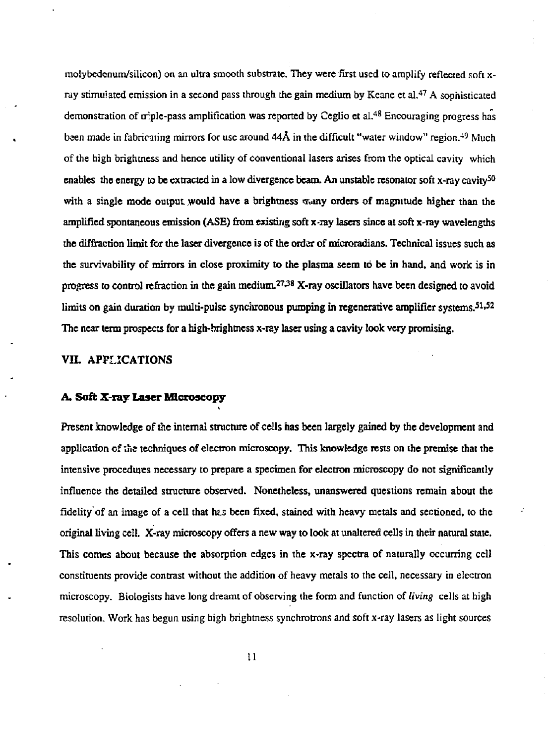molybedenum/silicon) on an ultra smooth substrate. They were first used to amplify reflected soft x-ray stimulated emission in a second pass through the gain medium by Keane et al.[47] A sophisticated demonstration of triple-pass amplification was reported by Ceglio et al.[48] Encouraging progress has been made in fabricating mirrors for use around 44Å in the difficult "water window" region.[49] Much of the high brightness and hence utility of conventional lasers arises from the optical cavity which enables the energy to be extracted in a low divergence beam. An unstable resonator soft x-ray cavity[50] with a single mode output would have a brightness many orders of magnitude higher than the amplified spontaneous emission (ASE) from existing soft x-ray lasers since at soft x-ray wavelengths the diffraction limit for the laser divergence is of the order of microradians. Technical issues such as the survivability of mirrors in close proximity to the plasma seem to be in hand, and work is in progress to control refraction in the gain medium.[27,38] X-ray oscillators have been designed to avoid limits on gain duration by multi-pulse synchronous pumping in regenerative amplifier systems.[51,52] The near term prospects for a high-brightness x-ray laser using a cavity look very promising.

## VII. APPLICATIONS

### A. Soft X-ray Laser Microscopy

Present knowledge of the internal structure of cells has been largely gained by the development and application of the techniques of electron microscopy. This knowledge rests on the premise that the intensive procedures necessary to prepare a specimen for electron microscopy do not significantly influence the detailed structure observed. Nonetheless, unanswered questions remain about the fidelity of an image of a cell that has been fixed, stained with heavy metals and sectioned, to the original living cell. X-ray microscopy offers a new way to look at unaltered cells in their natural state. This comes about because the absorption edges in the x-ray spectra of naturally occurring cell constituents provide contrast without the addition of heavy metals to the cell, necessary in electron microscopy. Biologists have long dreamt of observing the form and function of *living* cells at high resolution. Work has begun using high brightness synchrotrons and soft x-ray lasers as light sources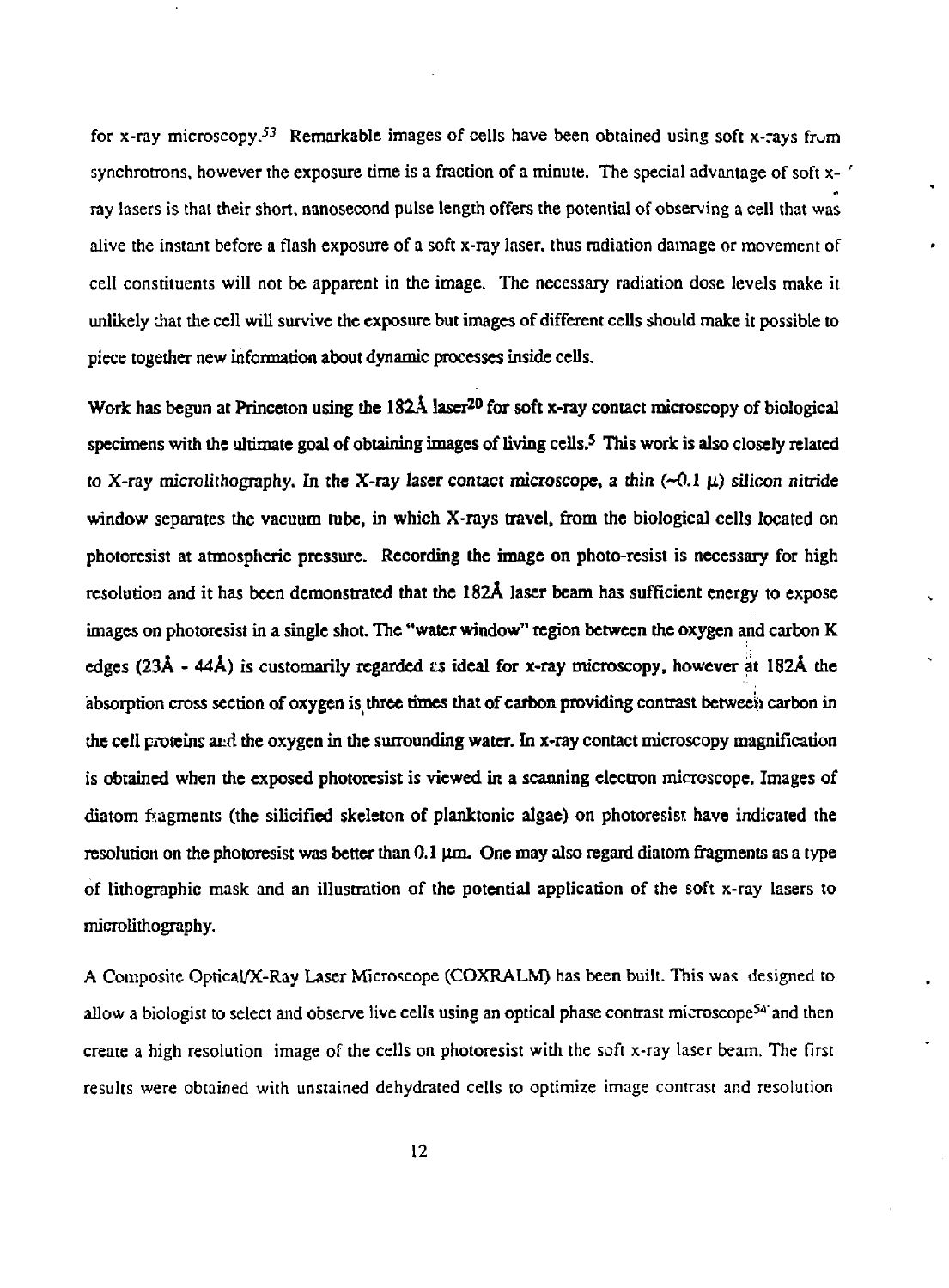for x-ray microscopy.[53] Remarkable images of cells have been obtained using soft x-rays from synchrotrons, however the exposure time is a fraction of a minute. The special advantage of soft x-ray lasers is that their short, nanosecond pulse length offers the potential of observing a cell that was alive the instant before a flash exposure of a soft x-ray laser, thus radiation damage or movement of cell constituents will not be apparent in the image. The necessary radiation dose levels make it unlikely that the cell will survive the exposure but images of different cells should make it possible to piece together new information about dynamic processes inside cells.

Work has begun at Princeton using the 182Å laser[20] for soft x-ray contact microscopy of biological specimens with the ultimate goal of obtaining images of living cells.[5] This work is also closely related to X-ray microlithography. In the X-ray laser contact microscope, a thin (~0.1 μ) silicon nitride window separates the vacuum tube, in which X-rays travel, from the biological cells located on photoresist at atmospheric pressure. Recording the image on photo-resist is necessary for high resolution and it has been demonstrated that the 182Å laser beam has sufficient energy to expose images on photoresist in a single shot. The "water window" region between the oxygen and carbon K edges (23Å - 44Å) is customarily regarded as ideal for x-ray microscopy, however at 182Å the absorption cross section of oxygen is three times that of carbon providing contrast between carbon in the cell proteins and the oxygen in the surrounding water. In x-ray contact microscopy magnification is obtained when the exposed photoresist is viewed in a scanning electron microscope. Images of diatom fragments (the silicified skeleton of planktonic algae) on photoresist have indicated the resolution on the photoresist was better than 0.1 μm. One may also regard diatom fragments as a type of lithographic mask and an illustration of the potential application of the soft x-ray lasers to microlithography.

A Composite Optical/X-Ray Laser Microscope (COXRALM) has been built. This was designed to allow a biologist to select and observe live cells using an optical phase contrast microscope[54] and then create a high resolution image of the cells on photoresist with the soft x-ray laser beam. The first results were obtained with unstained dehydrated cells to optimize image contrast and resolution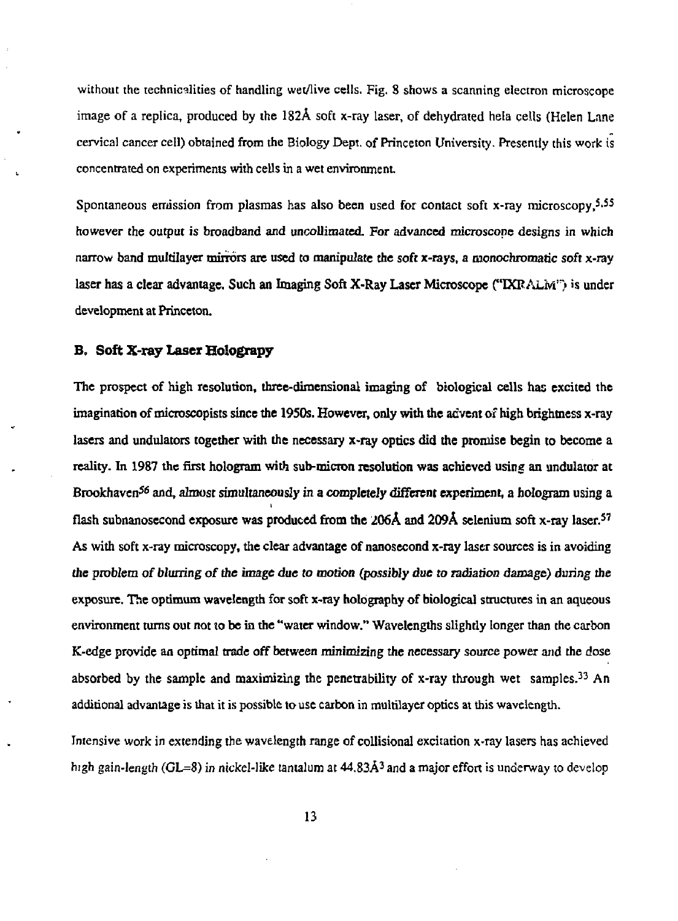without the technicalities of handling wet/live cells. Fig. 8 shows a scanning electron microscope image of a replica, produced by the 182Å soft x-ray laser, of dehydrated hela cells (Helen Lane cervical cancer cell) obtained from the Biology Dept. of Princeton University. Presently this work is concentrated on experiments with cells in a wet environment.

Spontaneous emission from plasmas has also been used for contact soft x-ray microscopy,[5,55] however the output is broadband and uncollimated. For advanced microscope designs in which narrow band multilayer mirrors are used to manipulate the soft x-rays, a monochromatic soft x-ray laser has a clear advantage. Such an Imaging Soft X-Ray Laser Microscope ("IXRALM") is under development at Princeton.

### B. Soft X-ray Laser Holograpy

The prospect of high resolution, three-dimensional imaging of biological cells has excited the imagination of microscopists since the 1950s. However, only with the advent of high brightness x-ray lasers and undulators together with the necessary x-ray optics did the promise begin to become a reality. In 1987 the first hologram with sub-micron resolution was achieved using an undulator at Brookhaven[56] and, *almost simultaneously in a completely different experiment*, a hologram using a flash subnanosecond exposure was produced from the 206Å and 209Å selenium soft x-ray laser.[57] As with soft x-ray microscopy, the clear advantage of nanosecond x-ray laser sources is in avoiding *the problem of blurring of the image due to motion (possibly due to radiation damage) during the exposure.* The optimum wavelength for soft x-ray holography of biological structures in an aqueous environment turns out not to be in the "water window." Wavelengths slightly longer than the carbon K-edge provide an optimal trade off between minimizing the necessary source power and the dose absorbed by the sample and maximizing the penetrability of x-ray through wet samples.[33] An additional advantage is that it is possible to use carbon in multilayer optics at this wavelength.

Intensive work in extending the wavelength range of collisional excitation x-ray lasers has achieved high gain-length (GL=8) in nickel-like tantalum at 44.83Å[3] and a major effort is underway to develop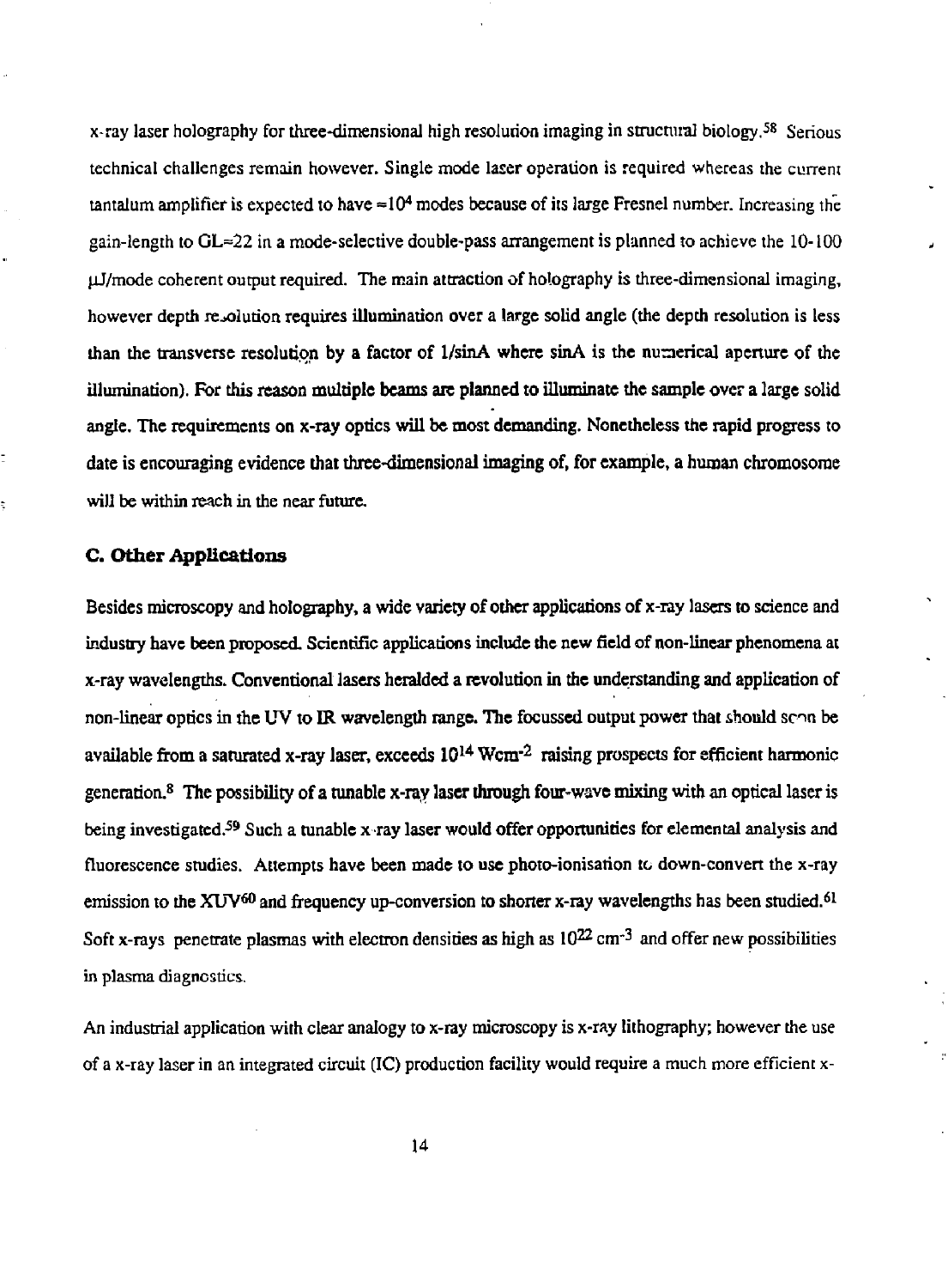x-ray laser holography for three-dimensional high resolution imaging in structural biology.[58] Serious technical challenges remain however. Single mode laser operation is required whereas the current tantalum amplifier is expected to have $\approx 10^4$ modes because of its large Fresnel number. Increasing the gain-length to GL=22 in a mode-selective double-pass arrangement is planned to achieve the 10-100 μJ/mode coherent output required. The main attraction of holography is three-dimensional imaging, however depth resolution requires illumination over a large solid angle (the depth resolution is less than the transverse resolution by a factor of 1/sinA where sinA is the numerical aperture of the illumination). For this reason multiple beams are planned to illuminate the sample over a large solid angle. The requirements on x-ray optics will be most demanding. Nonetheless the rapid progress to date is encouraging evidence that three-dimensional imaging of, for example, a human chromosome will be within reach in the near future.

### C. Other Applications

Besides microscopy and holography, a wide variety of other applications of x-ray lasers to science and industry have been proposed. Scientific applications include the new field of non-linear phenomena at x-ray wavelengths. Conventional lasers heralded a revolution in the understanding and application of non-linear optics in the UV to IR wavelength range. The focussed output power that should soon be available from a saturated x-ray laser, exceeds $10^{14}$ Wcm$^{-2}$ raising prospects for efficient harmonic generation.[8] The possibility of a tunable x-ray laser through four-wave mixing with an optical laser is being investigated.[59] Such a tunable x-ray laser would offer opportunities for elemental analysis and fluorescence studies. Attempts have been made to use photo-ionisation to down-convert the x-ray emission to the XUV[60] and frequency up-conversion to shorter x-ray wavelengths has been studied.[61] Soft x-rays penetrate plasmas with electron densities as high as $10^{22}$ cm$^{-3}$ and offer new possibilities in plasma diagnostics.

An industrial application with clear analogy to x-ray microscopy is x-ray lithography; however the use of a x-ray laser in an integrated circuit (IC) production facility would require a much more efficient x-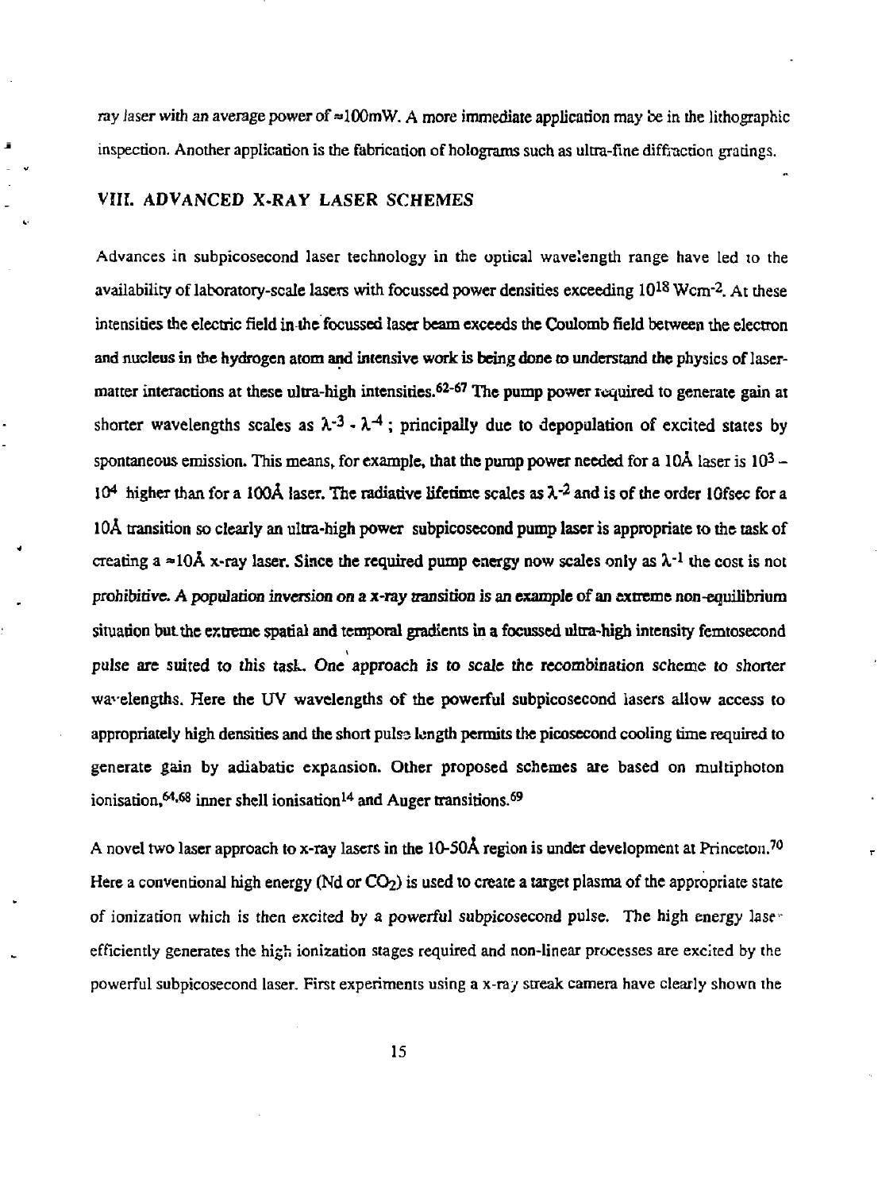ray laser with an average power of ≈100mW. A more immediate application may be in the lithographic inspection. Another application is the fabrication of holograms such as ultra-fine diffraction gratings.

## VIII. ADVANCED X-RAY LASER SCHEMES

Advances in subpicosecond laser technology in the optical wavelength range have led to the availability of laboratory-scale lasers with focussed power densities exceeding $10^{18}$ Wcm$^{-2}$. At these intensities the electric field in the focussed laser beam exceeds the Coulomb field between the electron and nucleus in the hydrogen atom and intensive work is being done to understand the physics of laser-matter interactions at these ultra-high intensities.[62-67] The pump power required to generate gain at shorter wavelengths scales as $\lambda^{-3}$ - $\lambda^{-4}$ ; principally due to depopulation of excited states by spontaneous emission. This means, for example, that the pump power needed for a 10Å laser is $10^3$ – $10^4$ higher than for a 100Å laser. The radiative lifetime scales as $\lambda^{-2}$ and is of the order 10fsec for a 10Å transition so clearly an ultra-high power subpicosecond pump laser is appropriate to the task of creating a ≈10Å x-ray laser. Since the required pump energy now scales only as $\lambda^{-1}$ the cost is not prohibitive. A population inversion on a x-ray transition is an example of an extreme non-equilibrium situation but the extreme spatial and temporal gradients in a focussed ultra-high intensity femtosecond pulse are suited to this task. One approach is to scale the recombination scheme to shorter wavelengths. Here the UV wavelengths of the powerful subpicosecond lasers allow access to appropriately high densities and the short pulse length permits the picosecond cooling time required to generate gain by adiabatic expansion. Other proposed schemes are based on multiphoton ionisation,[64,68] inner shell ionisation[14] and Auger transitions.[69]

A novel two laser approach to x-ray lasers in the 10-50Å region is under development at Princeton.[70] Here a conventional high energy (Nd or $CO_2$) is used to create a target plasma of the appropriate state of ionization which is then excited by a powerful subpicosecond pulse. The high energy laser efficiently generates the high ionization stages required and non-linear processes are excited by the powerful subpicosecond laser. First experiments using a x-ray streak camera have clearly shown the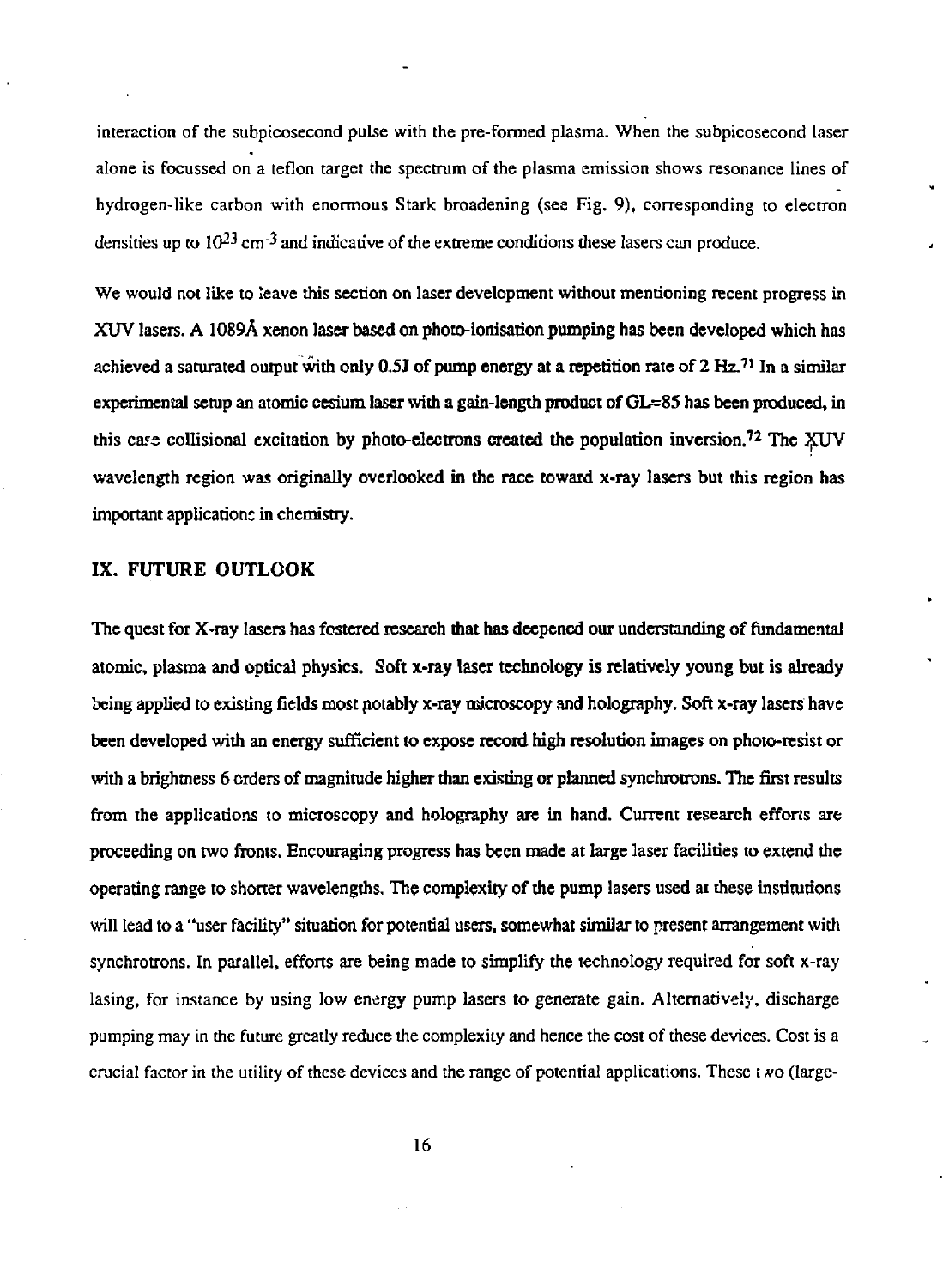interaction of the subpicosecond pulse with the pre-formed plasma. When the subpicosecond laser alone is focussed on a teflon target the spectrum of the plasma emission shows resonance lines of hydrogen-like carbon with enormous Stark broadening (see Fig. 9), corresponding to electron densities up to $10^{23}$ $cm^{-3}$ and indicative of the extreme conditions these lasers can produce.

We would not like to leave this section on laser development without mentioning recent progress in XUV lasers. A 1089Å xenon laser based on photo-ionisation pumping has been developed which has achieved a saturated output with only 0.5J of pump energy at a repetition rate of 2 Hz.[71] In a similar experimental setup an atomic cesium laser with a gain-length product of GL=85 has been produced, in this case collisional excitation by photo-electrons created the population inversion.[72] The XUV wavelength region was originally overlooked in the race toward x-ray lasers but this region has important applications in chemistry.

## IX. FUTURE OUTLOOK

The quest for X-ray lasers has fostered research that has deepened our understanding of fundamental atomic, plasma and optical physics. Soft x-ray laser technology is relatively young but is already being applied to existing fields most notably x-ray microscopy and holography. Soft x-ray lasers have been developed with an energy sufficient to expose record high resolution images on photo-resist or with a brightness 6 orders of magnitude higher than existing or planned synchrotrons. The first results from the applications to microscopy and holography are in hand. Current research efforts are proceeding on two fronts. Encouraging progress has been made at large laser facilities to extend the operating range to shorter wavelengths. The complexity of the pump lasers used at these institutions will lead to a "user facility" situation for potential users, somewhat similar to present arrangement with synchrotrons. In parallel, efforts are being made to simplify the technology required for soft x-ray lasing, for instance by using low energy pump lasers to generate gain. Alternatively, discharge pumping may in the future greatly reduce the complexity and hence the cost of these devices. Cost is a crucial factor in the utility of these devices and the range of potential applications. These two (large-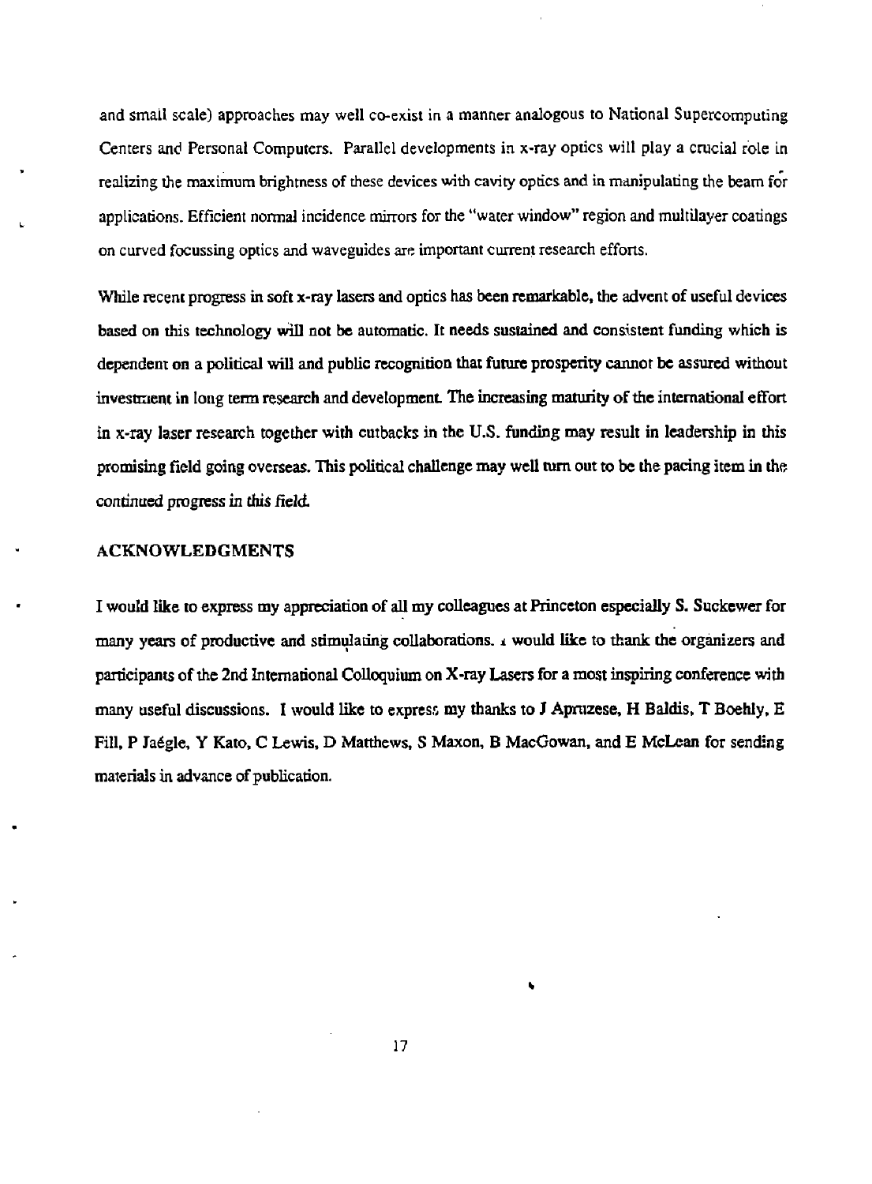and small scale) approaches may well co-exist in a manner analogous to National Supercomputing Centers and Personal Computers. Parallel developments in x-ray optics will play a crucial role in realizing the maximum brightness of these devices with cavity optics and in manipulating the beam for applications. Efficient normal incidence mirrors for the "water window" region and multilayer coatings on curved focussing optics and waveguides are important current research efforts.

While recent progress in soft x-ray lasers and optics has been remarkable, the advent of useful devices based on this technology will not be automatic. It needs sustained and consistent funding which is dependent on a political will and public recognition that future prosperity cannot be assured without investment in long term research and development. The increasing maturity of the international effort in x-ray laser research together with cutbacks in the U.S. funding may result in leadership in this promising field going overseas. This political challenge may well turn out to be the pacing item in the continued progress in this field.

## ACKNOWLEDGMENTS

I would like to express my appreciation of all my colleagues at Princeton especially S. Suckewer for many years of productive and stimulating collaborations. I would like to thank the organizers and participants of the 2nd International Colloquium on X-ray Lasers for a most inspiring conference with many useful discussions. I would like to express my thanks to J Apruzese, H Baldis, T Boehly, E Fill, P Jaégle, Y Kato, C Lewis, D Matthews, S Maxon, B MacGowan, and E McLean for sending materials in advance of publication.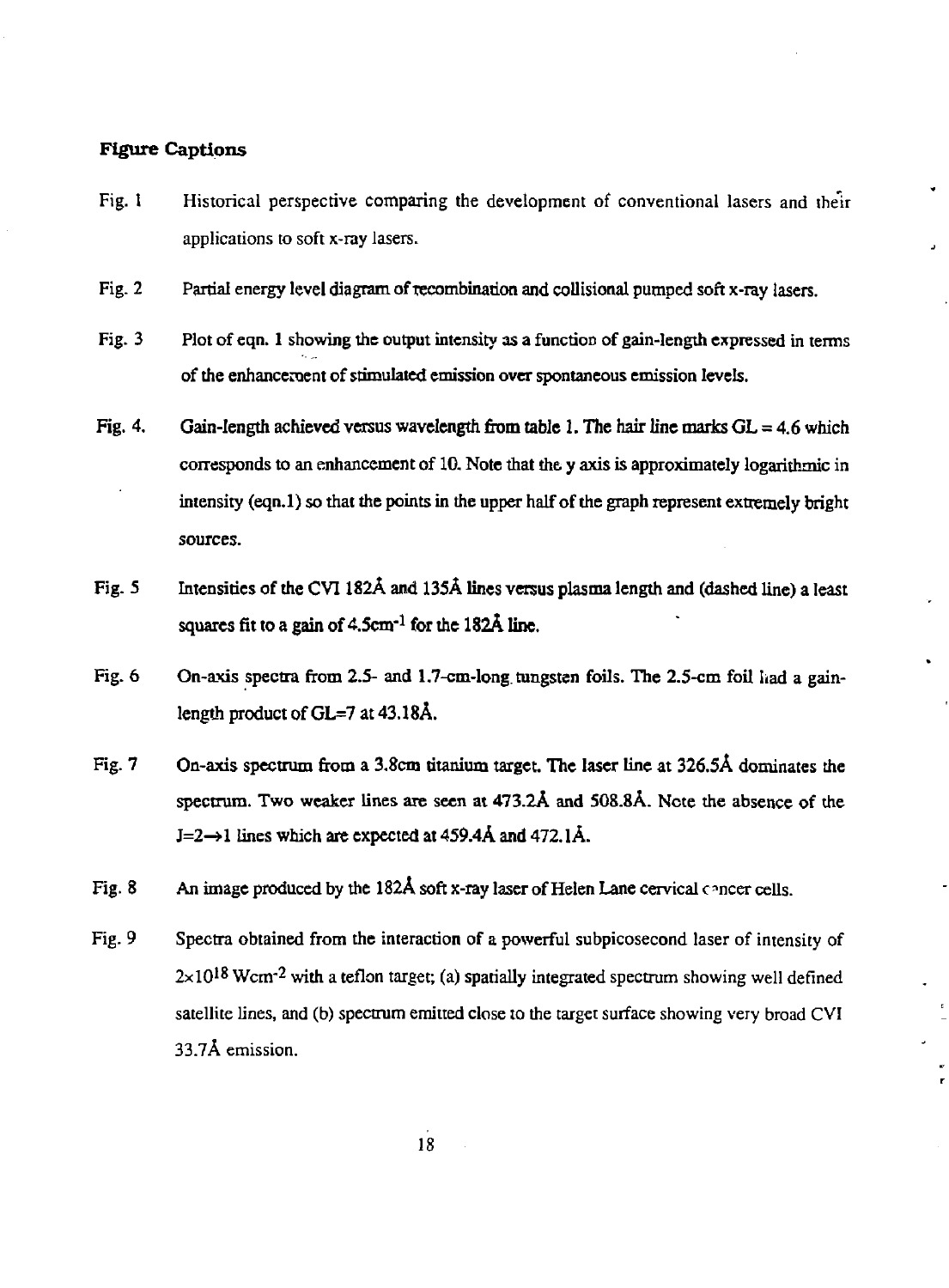## Figure Captions

Fig. 1 Historical perspective comparing the development of conventional lasers and their applications to soft x-ray lasers.

Fig. 2 Partial energy level diagram of recombination and collisional pumped soft x-ray lasers.

Fig. 3 Plot of eqn. 1 showing the output intensity as a function of gain-length expressed in terms of the enhancement of stimulated emission over spontaneous emission levels.

Fig. 4. Gain-length achieved versus wavelength from table 1. The hair line marks GL = 4.6 which corresponds to an enhancement of 10. Note that the y axis is approximately logarithmic in intensity (eqn.1) so that the points in the upper half of the graph represent extremely bright sources.

Fig. 5 Intensities of the CVI 182Å and 135Å lines versus plasma length and (dashed line) a least squares fit to a gain of $4.5 cm^{-1}$ for the 182Å line.

Fig. 6 On-axis spectra from 2.5- and 1.7-cm-long tungsten foils. The 2.5-cm foil had a gain-length product of GL=7 at 43.18Å.

Fig. 7 On-axis spectrum from a 3.8cm titanium target. The laser line at 326.5Å dominates the spectrum. Two weaker lines are seen at 473.2Å and 508.8Å. Note the absence of the $J=2 \rightarrow 1$ lines which are expected at 459.4Å and 472.1Å.

Fig. 8 An image produced by the 182Å soft x-ray laser of Helen Lane cervical cancer cells.

Fig. 9 Spectra obtained from the interaction of a powerful subpicosecond laser of intensity of $2 \times 10^{18}$ $Wcm^{-2}$ with a teflon target; (a) spatially integrated spectrum showing well defined satellite lines, and (b) spectrum emitted close to the target surface showing very broad CVI 33.7Å emission.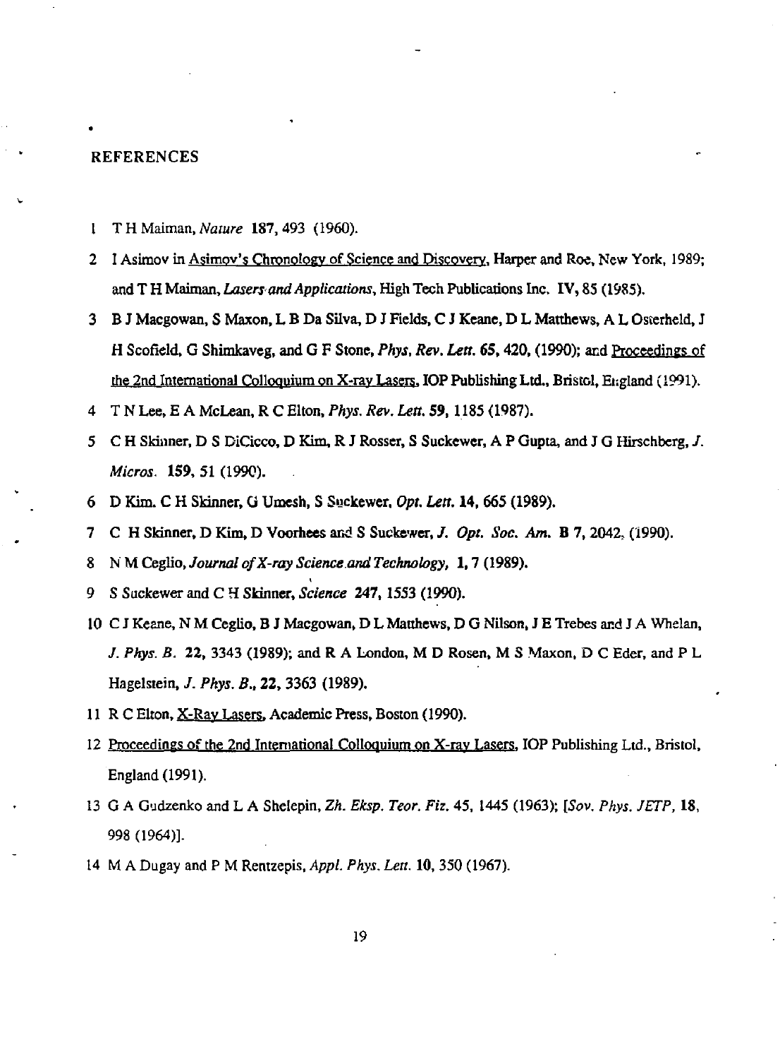## REFERENCES

1. T H Maiman, *Nature* **187**, 493 (1960).
2. I Asimov in Asimov's Chronology of Science and Discovery, Harper and Roe, New York, 1989; and T H Maiman, *Lasers and Applications*, High Tech Publications Inc. **IV**, 85 (1985).
3. B J Macgowan, S Maxon, L B Da Silva, D J Fields, C J Keane, D L Matthews, A L Osterheld, J H Scofield, G Shimkaveg, and G F Stone, *Phys. Rev. Lett.* **65**, 420, (1990); and Proceedings of the 2nd International Colloquium on X-ray Lasers, IOP Publishing Ltd., Bristol, England (1991).
4. T N Lee, E A McLean, R C Elton, *Phys. Rev. Lett.* **59**, 1185 (1987).
5. C H Skinner, D S DiCicco, D Kim, R J Rosser, S Suckewer, A P Gupta, and J G Hirschberg, *J. Micros.* **159**, 51 (1990).
6. D Kim, C H Skinner, G Umesh, S Suckewer, *Opt. Lett.* **14**, 665 (1989).
7. C H Skinner, D Kim, D Voorhees and S Suckewer, *J. Opt. Soc. Am.* **B 7**, 2042, (1990).
8. N M Ceglio, *Journal of X-ray Science and Technology*, **1**, 7 (1989).
9. S Suckewer and C H Skinner, *Science* **247**, 1553 (1990).
10. C J Keane, N M Ceglio, B J Macgowan, D L Matthews, D G Nilson, J E Trebes and J A Whelan, *J. Phys. B.* **22**, 3343 (1989); and R A London, M D Rosen, M S Maxon, D C Eder, and P L Hagelstein, *J. Phys. B.*, **22**, 3363 (1989).
11. R C Elton, X-Ray Lasers, Academic Press, Boston (1990).
12. Proceedings of the 2nd International Colloquium on X-ray Lasers, IOP Publishing Ltd., Bristol, England (1991).
13. G A Gudzenko and L A Shelepin, *Zh. Eksp. Teor. Fiz.* 45, 1445 (1963); [*Sov. Phys. JETP*, **18**, 998 (1964)].
14. M A Dugay and P M Rentzepis, *Appl. Phys. Lett.* **10**, 350 (1967).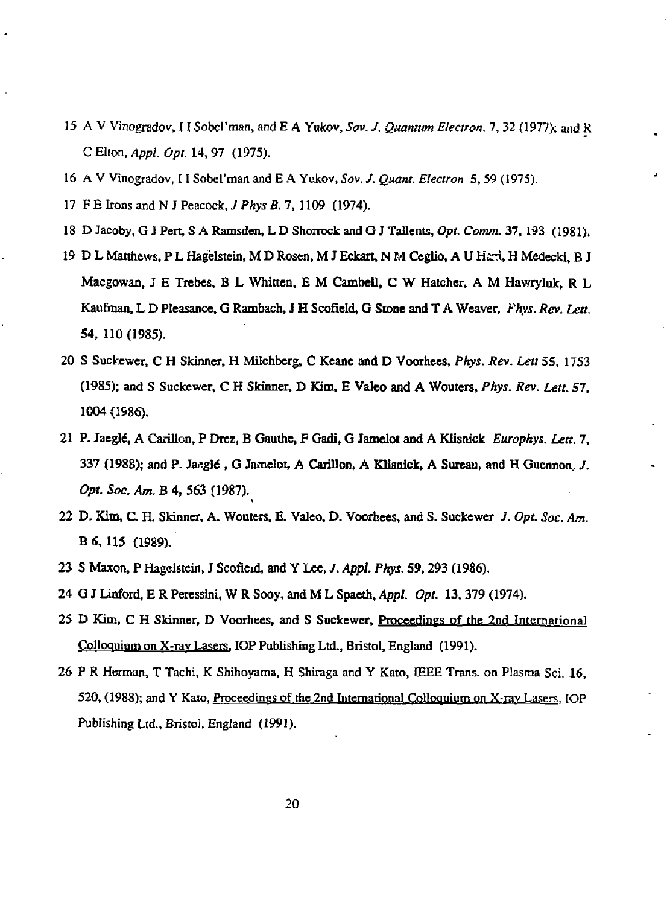15 A V Vinogradov, I I Sobel'man, and E A Yukov, *Sov. J. Quantum Electron.* **7**, 32 (1977); and R C Elton, *Appl. Opt.* **14**, 97 (1975).

16 A V Vinogradov, I I Sobel'man and E A Yukov, *Sov. J. Quant. Electron* **5**, 59 (1975).

17 F E Irons and N J Peacock, *J Phys B.* **7**, 1109 (1974).

18 D Jacoby, G J Pert, S A Ramsden, L D Shorrock and G J Tallents, *Opt. Comm.* **37**, 193 (1981).

19 D L Matthews, P L Hagelstein, M D Rosen, M J Eckart, N M Ceglio, A U Hazi, H Medecki, B J Macgowan, J E Trebes, B L Whitten, E M Cambell, C W Hatcher, A M Hawryluk, R L Kaufman, L D Pleasance, G Rambach, J H Scofield, G Stone and T A Weaver, *Phys. Rev. Lett.* **54**, 110 (1985).

20 S Suckewer, C H Skinner, H Milchberg, C Keane and D Voorhees, *Phys. Rev. Lett* **55**, 1753 (1985); and S Suckewer, C H Skinner, D Kim, E Valeo and A Wouters, *Phys. Rev. Lett.* **57**, 1004 (1986).

21 P. Jaeglé, A Carillon, P Drez, B Gauthe, F Gadi, G Jamelot and A Klisnick *Europhys. Lett.* **7**, 337 (1988); and P. Jaeglé , G Jamelot, A Carillon, A Klisnick, A Sureau, and H Guennon, *J. Opt. Soc. Am.* B **4**, 563 (1987).

22 D. Kim, C. H. Skinner, A. Wouters, E. Valeo, D. Voorhees, and S. Suckewer *J. Opt. Soc. Am.* B **6**, 115 (1989).

23 S Maxon, P Hagelstein, J Scofield, and Y Lee, *J. Appl. Phys.* **59**, 293 (1986).

24 G J Linford, E R Peressini, W R Sooy, and M L Spaeth, *Appl. Opt.* **13**, 379 (1974).

25 D Kim, C H Skinner, D Voorhees, and S Suckewer, Proceedings of the 2nd International Colloquium on X-ray Lasers, IOP Publishing Ltd., Bristol, England (1991).

26 P R Herman, T Tachi, K Shihoyama, H Shiraga and Y Kato, IEEE Trans. on Plasma Sci. **16**, 520, (1988); and Y Kato, Proceedings of the 2nd International Colloquium on X-ray Lasers, IOP Publishing Ltd., Bristol, England (1991).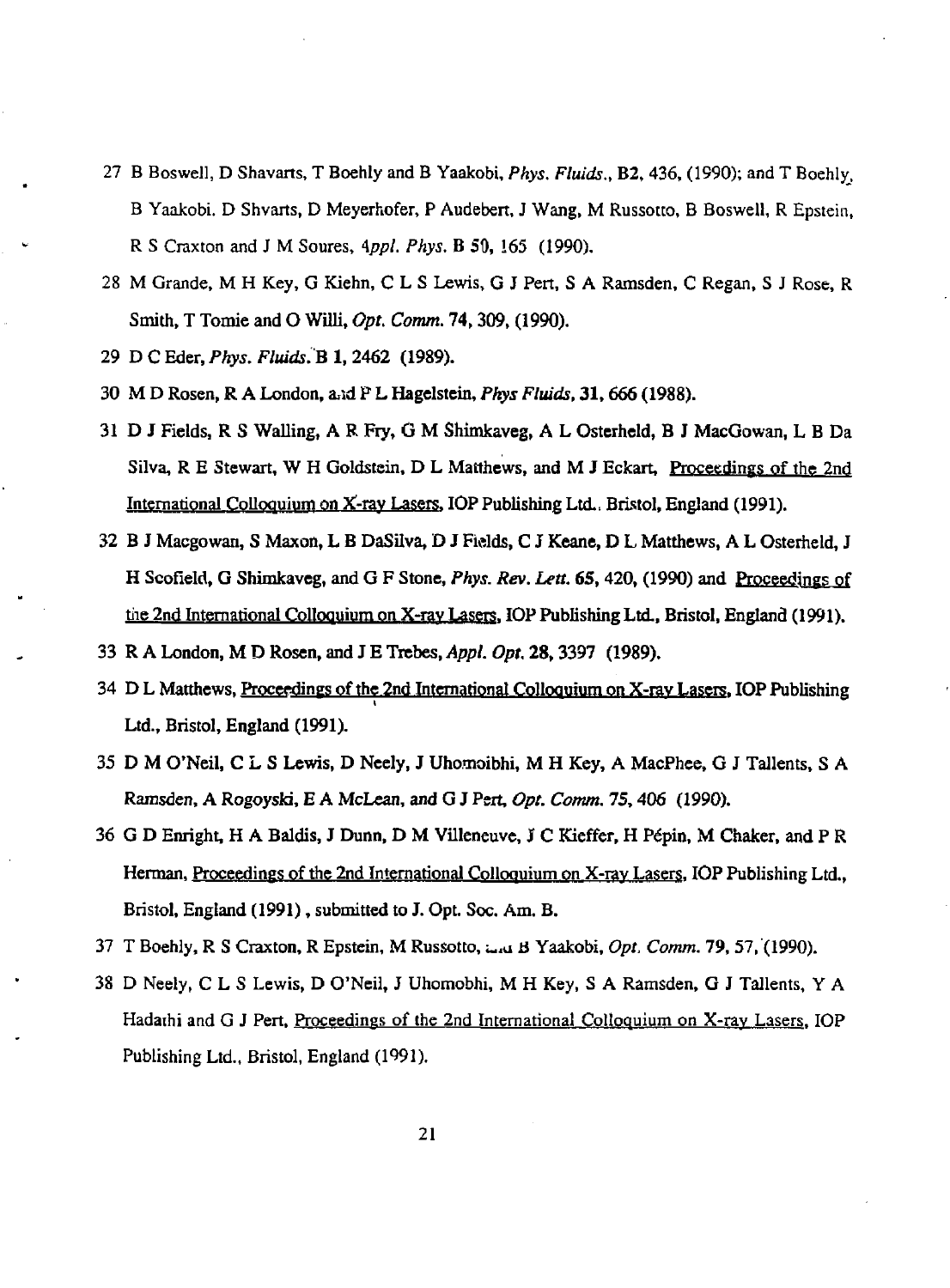27 B Boswell, D Shavarts, T Boehly and B Yaakobi, *Phys. Fluids.*, **B2**, 436, (1990); and T Boehly, B Yaakobi, D Shvarts, D Meyerhofer, P Audebert, J Wang, M Russotto, B Boswell, R Epstein, R S Craxton and J M Soures, *Appl. Phys.* **B 50**, 165 (1990).

28 M Grande, M H Key, G Kiehn, C L S Lewis, G J Pert, S A Ramsden, C Regan, S J Rose, R Smith, T Tomie and O Willi, *Opt. Comm.* **74**, 309, (1990).

29 D C Eder, *Phys. Fluids.* **B 1**, 2462 (1989).

30 M D Rosen, R A London, and P L Hagelstein, *Phys Fluids*, **31**, 666 (1988).

31 D J Fields, R S Walling, A R Fry, G M Shimkaveg, A L Osterheld, B J MacGowan, L B Da Silva, R E Stewart, W H Goldstein, D L Matthews, and M J Eckart, Proceedings of the 2nd International Colloquium on X-ray Lasers, IOP Publishing Ltd., Bristol, England (1991).

32 B J Macgowan, S Maxon, L B DaSilva, D J Fields, C J Keane, D L Matthews, A L Osterheld, J H Scofield, G Shimkaveg, and G F Stone, *Phys. Rev. Lett.* **65**, 420, (1990) and Proceedings of the 2nd International Colloquium on X-ray Lasers, IOP Publishing Ltd., Bristol, England (1991).

33 R A London, M D Rosen, and J E Trebes, *Appl. Opt.* **28**, 3397 (1989).

34 D L Matthews, Proceedings of the 2nd International Colloquium on X-ray Lasers, IOP Publishing Ltd., Bristol, England (1991).

35 D M O'Neil, C L S Lewis, D Neely, J Uhomoibhi, M H Key, A MacPhee, G J Tallents, S A Ramsden, A Rogoyski, E A McLean, and G J Pert, *Opt. Comm.* **75**, 406 (1990).

36 G D Enright, H A Baldis, J Dunn, D M Villeneuve, J C Kieffer, H Pépin, M Chaker, and P R Herman, Proceedings of the 2nd International Colloquium on X-ray Lasers, IOP Publishing Ltd., Bristol, England (1991), submitted to J. Opt. Soc. Am. B.

37 T Boehly, R S Craxton, R Epstein, M Russotto, and B Yaakobi, *Opt. Comm.* **79**, 57, (1990).

38 D Neely, C L S Lewis, D O'Neil, J Uhomobhi, M H Key, S A Ramsden, G J Tallents, Y A Hadathi and G J Pert, Proceedings of the 2nd International Colloquium on X-ray Lasers, IOP Publishing Ltd., Bristol, England (1991).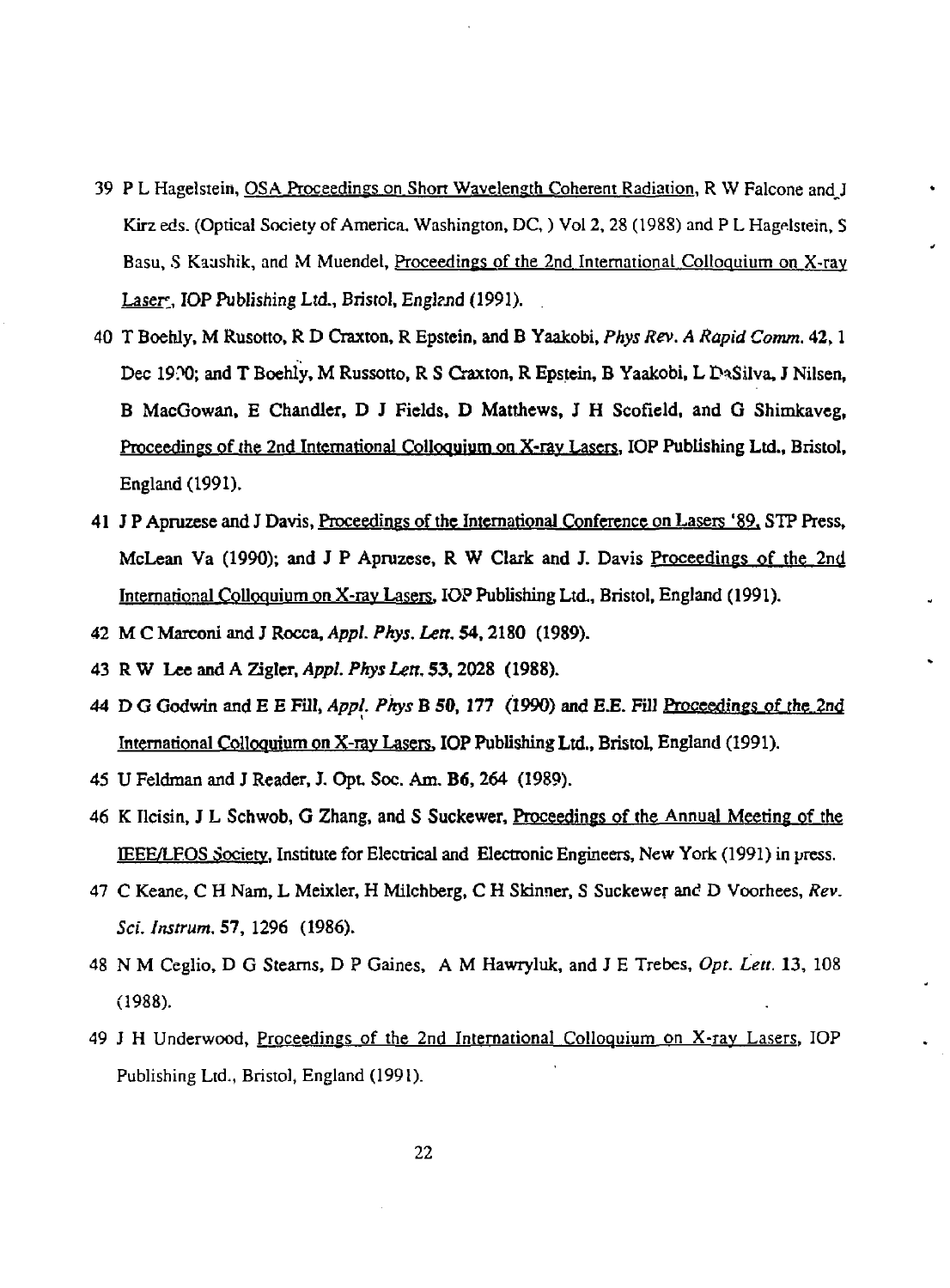39 P L Hagelstein, OSA Proceedings on Short Wavelength Coherent Radiation, R W Falcone and J Kirz eds. (Optical Society of America, Washington, DC, ) Vol 2, 28 (1988) and P L Hagelstein, S Basu, S Kaushik, and M Muendel, Proceedings of the 2nd International Colloquium on X-ray Lasers, IOP Publishing Ltd., Bristol, England (1991).

40 T Boehly, M Rusotto, R D Craxton, R Epstein, and B Yaakobi, *Phys Rev. A Rapid Comm.* 42, 1 Dec 1990; and T Boehly, M Russotto, R S Craxton, R Epstein, B Yaakobi, L DaSilva, J Nilsen, B MacGowan, E Chandler, D J Fields, D Matthews, J H Scofield, and G Shimkaveg, Proceedings of the 2nd International Colloquium on X-ray Lasers, IOP Publishing Ltd., Bristol, England (1991).

41 J P Apruzese and J Davis, Proceedings of the International Conference on Lasers '89, STP Press, McLean Va (1990); and J P Apruzese, R W Clark and J. Davis Proceedings of the 2nd International Colloquium on X-ray Lasers, IOP Publishing Ltd., Bristol, England (1991).

42 M C Marconi and J Rocca, *Appl. Phys. Lett.* **54**, 2180 (1989).

43 R W Lee and A Zigler, *Appl. Phys Lett.* **53**, 2028 (1988).

44 D G Godwin and E E Fill, *Appl. Phys* B **50**, 177 (1990) and E.E. Fill Proceedings of the 2nd International Colloquium on X-ray Lasers, IOP Publishing Ltd., Bristol, England (1991).

45 U Feldman and J Reader, J. Opt. Soc. Am. **B6**, 264 (1989).

46 K Ilcisin, J L Schwob, G Zhang, and S Suckewer, Proceedings of the Annual Meeting of the IEEE/LEOS Society, Institute for Electrical and Electronic Engineers, New York (1991) in press.

47 C Keane, C H Nam, L Meixler, H Milchberg, C H Skinner, S Suckewer and D Voorhees, *Rev. Sci. Instrum.* 57, 1296 (1986).

48 N M Ceglio, D G Stearns, D P Gaines, A M Hawryluk, and J E Trebes, *Opt. Lett.* 13, 108 (1988).

49 J H Underwood, Proceedings of the 2nd International Colloquium on X-ray Lasers, IOP Publishing Ltd., Bristol, England (1991).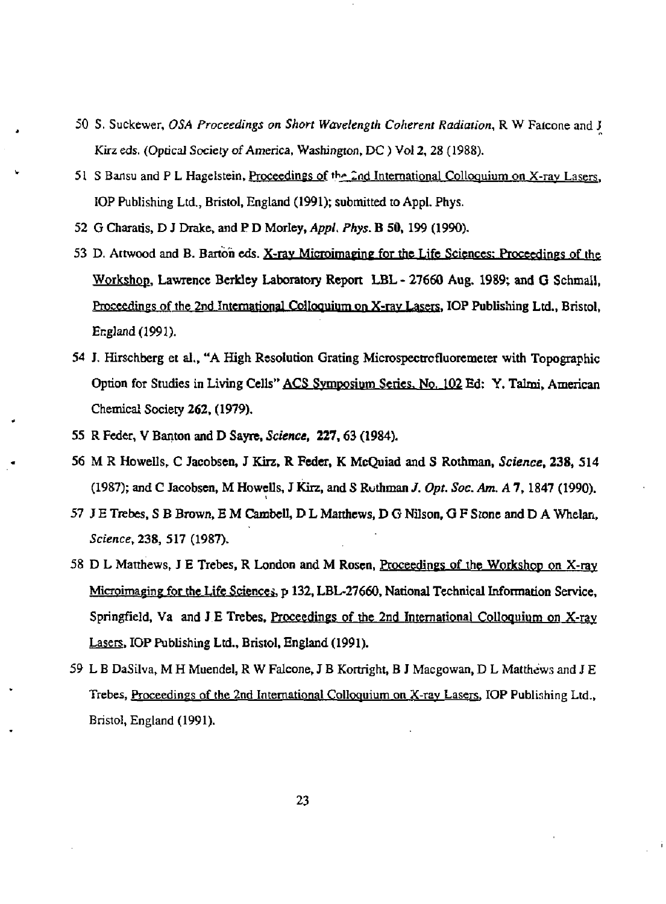50 S. Suckewer, *OSA Proceedings on Short Wavelength Coherent Radiation*, R W Falcone and J Kirz eds. (Optical Society of America, Washington, DC ) Vol 2, 28 (1988).

51 S Bansu and P L Hagelstein, Proceedings of the 2nd International Colloquium on X-ray Lasers, IOP Publishing Ltd., Bristol, England (1991); submitted to Appl. Phys.

52 G Charatis, D J Drake, and P D Morley, *Appl. Phys.* **B 50**, 199 (1990).

53 D. Attwood and B. Barton eds. X-ray Microimaging for the Life Sciences: Proceedings of the Workshop, Lawrence Berkley Laboratory Report LBL - 27660 Aug. 1989; and G Schmall, Proceedings of the 2nd International Colloquium on X-ray Lasers, IOP Publishing Ltd., Bristol, England (1991).

54 J. Hirschberg et al., "A High Resolution Grating Microspectrofluoremeter with Topographic Option for Studies in Living Cells" ACS Symposium Series, No. 102 Ed: Y. Talmi, American Chemical Society **262**, (1979).

55 R Feder, V Banton and D Sayre, *Science*, **227**, 63 (1984).

56 M R Howells, C Jacobsen, J Kirz, R Feder, K McQuiad and S Rothman, *Science*, **238**, 514 (1987); and C Jacobsen, M Howells, J Kirz, and S Rothman *J. Opt. Soc. Am. A* **7**, 1847 (1990).

57 J E Trebes, S B Brown, E M Cambell, D L Matthews, D G Nilson, G F Stone and D A Whelan, *Science*, **238**, 517 (1987).

58 D L Matthews, J E Trebes, R London and M Rosen, Proceedings of the Workshop on X-ray Microimaging for the Life Sciences, p 132, LBL-27660, National Technical Information Service, Springfield, Va and J E Trebes, Proceedings of the 2nd International Colloquium on X-ray Lasers, IOP Publishing Ltd., Bristol, England (1991).

59 L B DaSilva, M H Muendel, R W Falcone, J B Kortright, B J Macgowan, D L Matthews and J E Trebes, Proceedings of the 2nd International Colloquium on X-ray Lasers, IOP Publishing Ltd., Bristol, England (1991).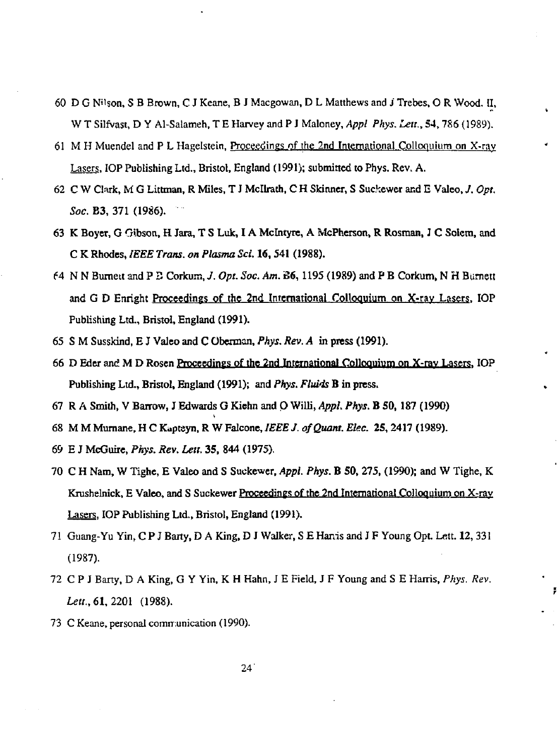60 D G Nilson, S B Brown, C J Keane, B J Macgowan, D L Matthews and J Trebes, O R Wood. II, W T Silfvast, D Y Al-Salameh, T E Harvey and P J Maloney, *Appl Phys. Lett.*, 54, 786 (1989).

61 M H Muendel and P L Hagelstein, Proceedings of the 2nd International Colloquium on X-ray Lasers, IOP Publishing Ltd., Bristol, England (1991); submitted to Phys. Rev. A.

62 C W Clark, M G Littman, R Miles, T J McIlrath, C H Skinner, S Suckewer and E Valeo, *J. Opt. Soc.* B3, 371 (1986).

63 K Boyer, G Gibson, H Jara, T S Luk, I A McIntyre, A McPherson, R Rosman, J C Solem, and C K Rhodes, *IEEE Trans. on Plasma Sci.* **16**, 541 (1988).

64 N N Burnett and P B Corkum, *J. Opt. Soc. Am.* B6, 1195 (1989) and P B Corkum, N H Burnett and G D Enright Proceedings of the 2nd International Colloquium on X-ray Lasers, IOP Publishing Ltd., Bristol, England (1991).

65 S M Susskind, E J Valeo and C Oberman, *Phys. Rev. A* in press (1991).

66 D Eder and M D Rosen Proceedings of the 2nd International Colloquium on X-ray Lasers, IOP Publishing Ltd., Bristol, England (1991); and *Phys. Fluids* **B** in press.

67 R A Smith, V Barrow, J Edwards G Kiehn and O Willi, *Appl. Phys.* **B 50**, 187 (1990)

68 M M Murnane, H C Kapteyn, R W Falcone, *IEEE J. of Quant. Elec.* **25**, 2417 (1989).

69 E J McGuire, *Phys. Rev. Lett.* **35**, 844 (1975).

70 C H Nam, W Tighe, E Valeo and S Suckewer, *Appl. Phys.* **B 50**, 275, (1990); and W Tighe, K Krushelnick, E Valeo, and S Suckewer Proceedings of the 2nd International Colloquium on X-ray Lasers, IOP Publishing Ltd., Bristol, England (1991).

71 Guang-Yu Yin, C P J Barty, D A King, D J Walker, S E Harris and J F Young Opt. Lett. **12**, 331 (1987).

72 C P J Barty, D A King, G Y Yin, K H Hahn, J E Field, J F Young and S E Harris, *Phys. Rev. Lett.*, **61**, 2201 (1988).

73 C Keane, personal communication (1990).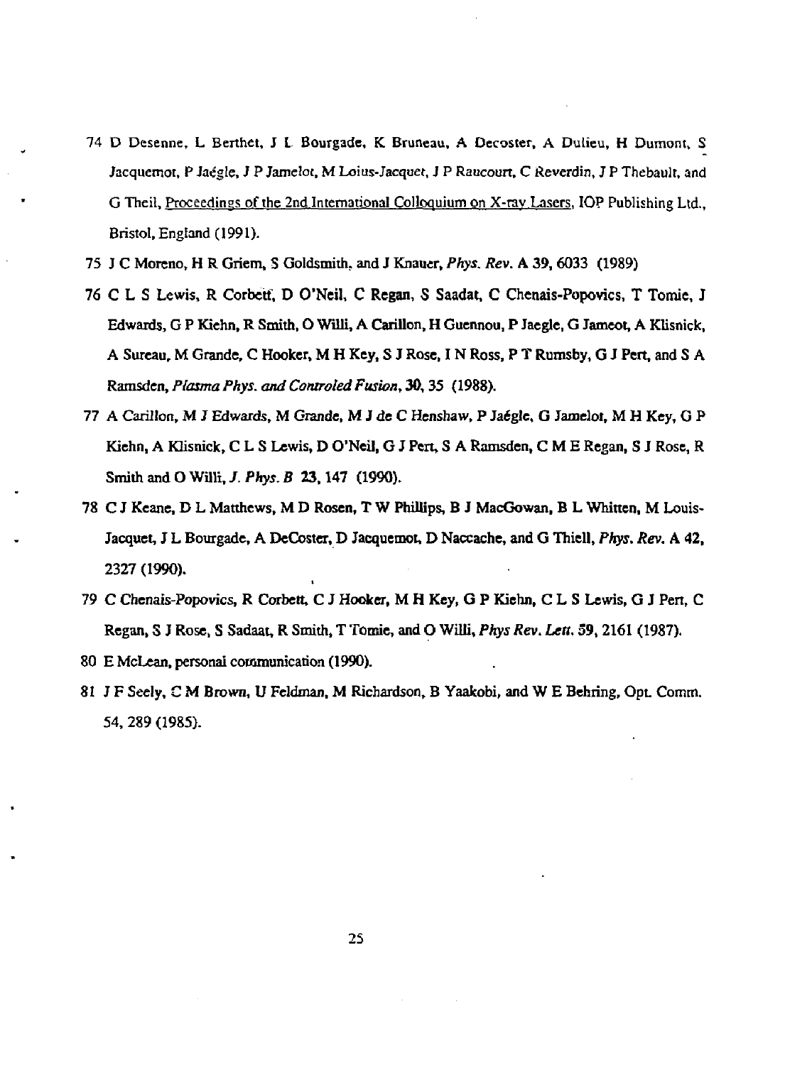74 D Desenne, L Berthet, J L Bourgade, K Bruneau, A Decoster, A Dulieu, H Dumont, S Jacquemot, P Jaégle, J P Jamelot, M Loius-Jacquet, J P Raucourt, C Reverdin, J P Thebault, and G Theil, Proceedings of the 2nd International Colloquium on X-ray Lasers, IOP Publishing Ltd., Bristol, England (1991).

75 J C Moreno, H R Griem, S Goldsmith, and J Knauer, *Phys. Rev.* **A 39**, 6033 (1989)

76 C L S Lewis, R Corbett, D O'Neil, C Regan, S Saadat, C Chenais-Popovics, T Tomie, J Edwards, G P Kiehn, R Smith, O Willi, A Carillon, H Guennou, P Jaegle, G Jameot, A Klisnick, A Sureau, M Grande, C Hooker, M H Key, S J Rose, I N Ross, P T Rumsby, G J Pert, and S A Ramsden, *Plasma Phys. and Controled Fusion*, **30**, 35 (1988).

77 A Carillon, M J Edwards, M Grande, M J de C Henshaw, P Jaégle, G Jamelot, M H Key, G P Kiehn, A Klisnick, C L S Lewis, D O'Neil, G J Pert, S A Ramsden, C M E Regan, S J Rose, R Smith and O Willi, *J. Phys. B* **23**, 147 (1990).

78 C J Keane, D L Matthews, M D Rosen, T W Phillips, B J MacGowan, B L Whitten, M Louis-Jacquet, J L Bourgade, A DeCoster, D Jacquemot, D Naccache, and G Thiell, *Phys. Rev.* **A 42**, 2327 (1990).

79 C Chenais-Popovics, R Corbett, C J Hooker, M H Key, G P Kiehn, C L S Lewis, G J Pert, C Regan, S J Rose, S Sadaat, R Smith, T Tomie, and O Willi, *Phys Rev. Lett.* **59**, 2161 (1987).

80 E McLean, personal communication (1990).

81 J F Seely, C M Brown, U Feldman, M Richardson, B Yaakobi, and W E Behring, Opt. Comm. 54, 289 (1985).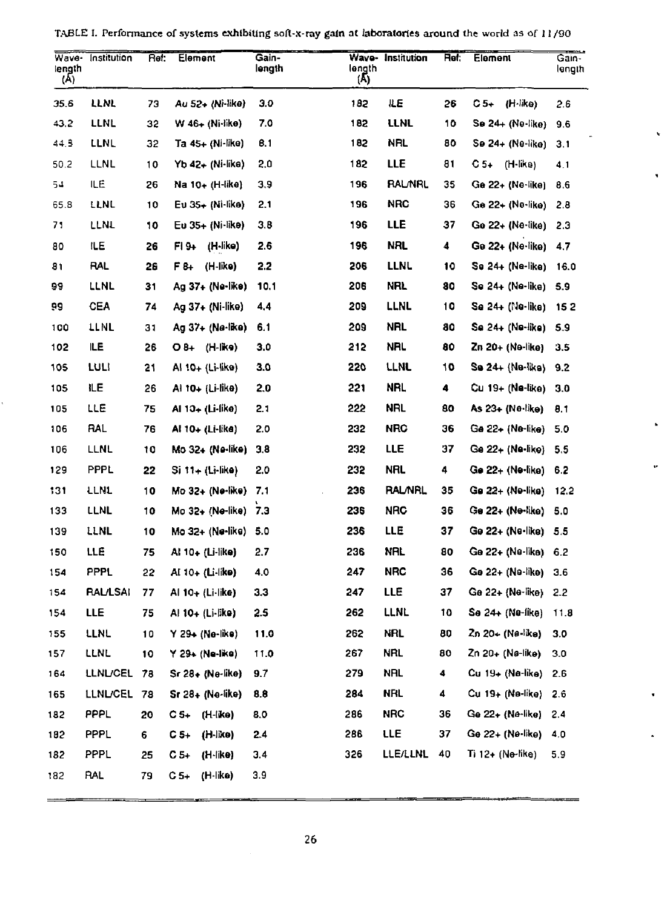TABLE I. Performance of systems exhibiting soft-x-ray gain at laboratories around the world as of 11/90

| Wave-length (Å) | Institution | Ref. | Element | Gain-length | Wave-length (Å) | Institution | Ref. | Element | Gain-length |
|---|---|---|---|---|---|---|---|---|---|
| 35.6 | LLNL | 73 | Au 52+ (Ni-like) | 3.0 | 182 | ILE | 26 | C 5+ (H-like) | 2.6 |
| 43.2 | LLNL | 32 | W 46+ (Ni-like) | 7.0 | 182 | LLNL | 10 | Se 24+ (Ne-like) | 9.6 |
| 44.8 | LLNL | 32 | Ta 45+ (Ni-like) | 8.1 | 182 | NRL | 80 | Se 24+ (Ne-like) | 3.1 |
| 50.2 | LLNL | 10 | Yb 42+ (Ni-like) | 2.0 | 182 | LLE | 81 | C 5+ (H-like) | 4.1 |
| 54 | ILE | 26 | Na 10+ (H-like) | 3.9 | 196 | RAL/NRL | 35 | Ge 22+ (Ne-like) | 8.6 |
| 65.8 | LLNL | 10 | Eu 35+ (Ni-like) | 2.1 | 196 | NRC | 36 | Ge 22+ (Ne-like) | 2.8 |
| 71 | LLNL | 10 | Eu 35+ (Ni-like) | 3.8 | 196 | LLE | 37 | Ge 22+ (Ne-like) | 2.3 |
| 80 | ILE | 26 | Fl 9+ (H-like) | 2.6 | 196 | NRL | 4 | Ge 22+ (Ne-like) | 4.7 |
| 81 | RAL | 26 | F 8+ (H-like) | 2.2 | 206 | LLNL | 10 | Se 24+ (Ne-like) | 16.0 |
| 99 | LLNL | 31 | Ag 37+ (Ne-like) | 10.1 | 206 | NRL | 80 | Se 24+ (Ne-like) | 5.9 |
| 99 | CEA | 74 | Ag 37+ (Ni-like) | 4.4 | 209 | LLNL | 10 | Se 24+ (Ne-like) | 15.2 |
| 100 | LLNL | 31 | Ag 37+ (Ne-like) | 6.1 | 209 | NRL | 80 | Se 24+ (Ne-like) | 5.9 |
| 102 | ILE | 26 | O 8+ (H-like) | 3.0 | 212 | NRL | 80 | Zn 20+ (Ne-like) | 3.5 |
| 105 | LULI | 21 | Al 10+ (Li-like) | 3.0 | 220 | LLNL | 10 | Se 24+ (Ne-like) | 9.2 |
| 105 | ILE | 26 | Al 10+ (Li-like) | 2.0 | 221 | NRL | 4 | Cu 19+ (Ne-like) | 3.0 |
| 105 | LLE | 75 | Al 10+ (Li-like) | 2.1 | 222 | NRL | 80 | As 23+ (Ne-like) | 8.1 |
| 106 | RAL | 76 | Al 10+ (Li-like) | 2.0 | 232 | NRC | 36 | Ge 22+ (Ne-like) | 5.0 |
| 106 | LLNL | 10 | Mo 32+ (Ne-like) | 3.8 | 232 | LLE | 37 | Ge 22+ (Ne-like) | 5.5 |
| 129 | PPPL | 22 | Si 11+ (Li-like) | 2.0 | 232 | NRL | 4 | Ge 22+ (Ne-like) | 6.2 |
| 131 | LLNL | 10 | Mo 32+ (Ne-like) | 7.1 | 236 | RAL/NRL | 35 | Ge 22+ (Ne-like) | 12.2 |
| 133 | LLNL | 10 | Mo 32+ (Ne-like) | 7.3 | 236 | NRC | 36 | Ge 22+ (Ne-like) | 5.0 |
| 139 | LLNL | 10 | Mo 32+ (Ne-like) | 5.0 | 236 | LLE | 37 | Ge 22+ (Ne-like) | 5.5 |
| 150 | LLE | 75 | Al 10+ (Li-like) | 2.7 | 236 | NRL | 80 | Ge 22+ (Ne-like) | 6.2 |
| 154 | PPPL | 22 | Al 10+ (Li-like) | 4.0 | 247 | NRC | 36 | Ge 22+ (Ne-like) | 3.6 |
| 154 | RAL/LSAI | 77 | Al 10+ (Li-like) | 3.3 | 247 | LLE | 37 | Ge 22+ (Ne-like) | 2.2 |
| 154 | LLE | 75 | Al 10+ (Li-like) | 2.5 | 262 | LLNL | 10 | Se 24+ (Ne-like) | 11.8 |
| 155 | LLNL | 10 | Y 29+ (Ne-like) | 11.0 | 262 | NRL | 80 | Zn 20+ (Ne-like) | 3.0 |
| 157 | LLNL | 10 | Y 29+ (Ne-like) | 11.0 | 267 | NRL | 80 | Zn 20+ (Ne-like) | 3.0 |
| 164 | LLNL/CEL | 78 | Sr 28+ (Ne-like) | 9.7 | 279 | NRL | 4 | Cu 19+ (Ne-like) | 2.6 |
| 165 | LLNL/CEL | 78 | Sr 28+ (Ne-like) | 8.8 | 284 | NRL | 4 | Cu 19+ (Ne-like) | 2.6 |
| 182 | PPPL | 20 | C 5+ (H-like) | 8.0 | 286 | NRC | 36 | Ge 22+ (Ne-like) | 2.4 |
| 182 | PPPL | 6 | C 5+ (H-like) | 2.4 | 286 | LLE | 37 | Ge 22+ (Ne-like) | 4.0 |
| 182 | PPPL | 25 | C 5+ (H-like) | 3.4 | 326 | LLE/LLNL | 40 | Ti 12+ (Ne-like) | 5.9 |
| 182 | RAL | 79 | C 5+ (H-like) | 3.9 | | | | | |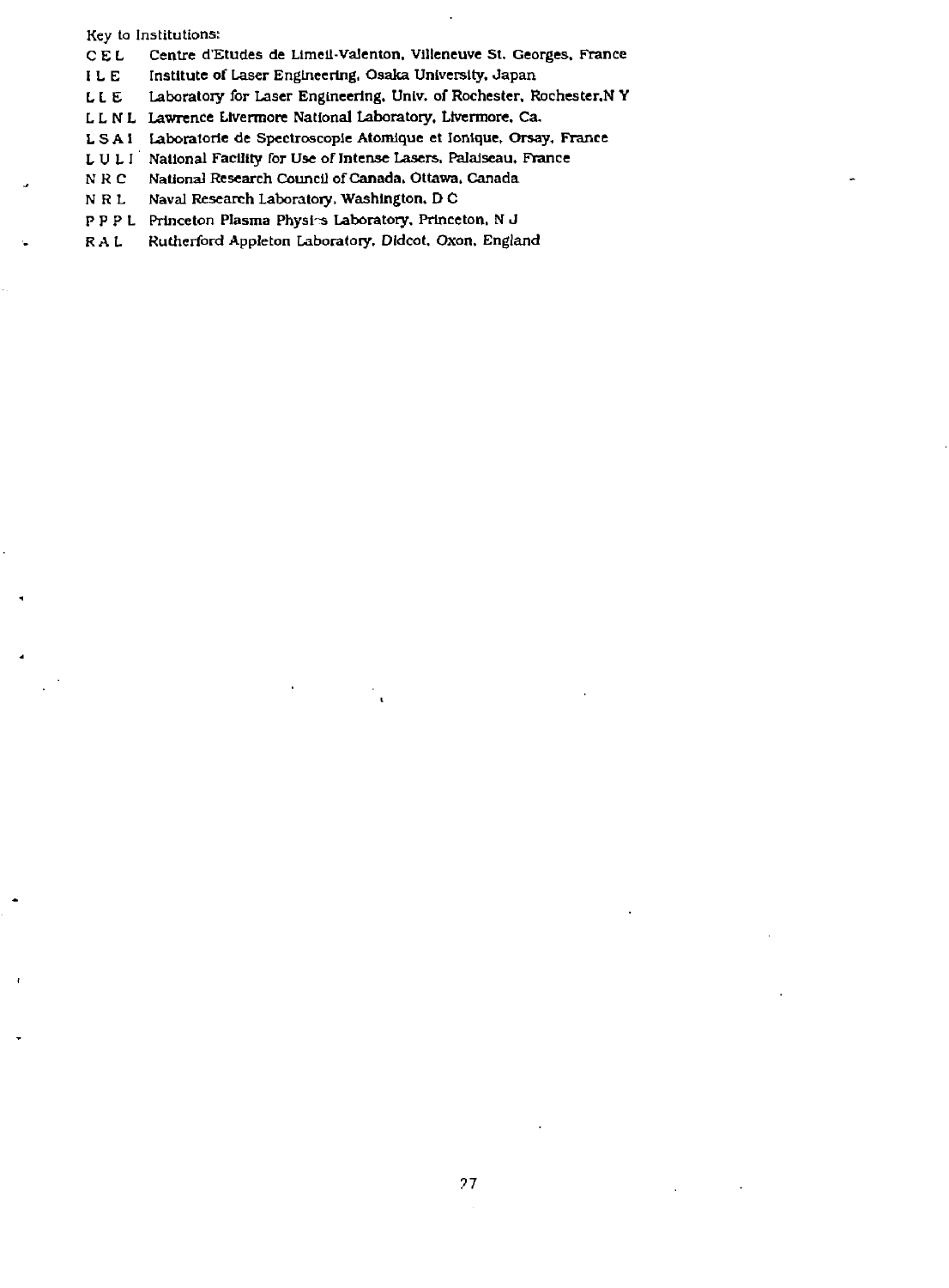Key to Institutions:

| | |
|---|---|
| C E L | Centre d'Etudes de Limeil-Valenton, Villeneuve St. Georges, France |
| I L E | Institute of Laser Engineering, Osaka University, Japan |
| L L E | Laboratory for Laser Engineering, Univ. of Rochester, Rochester,N Y |
| L L N L | Lawrence Livermore National Laboratory, Livermore, Ca. |
| L S A I | Laboratorie de Spectroscopie Atomique et Ionique, Orsay, France |
| L U L I | National Facility for Use of Intense Lasers, Palaiseau, France |
| N R C | National Research Council of Canada, Ottawa, Canada |
| N R L | Naval Research Laboratory, Washington, D C |
| P P P L | Princeton Plasma Physics Laboratory, Princeton, N J |
| R A L | Rutherford Appleton Laboratory, Didcot, Oxon, England |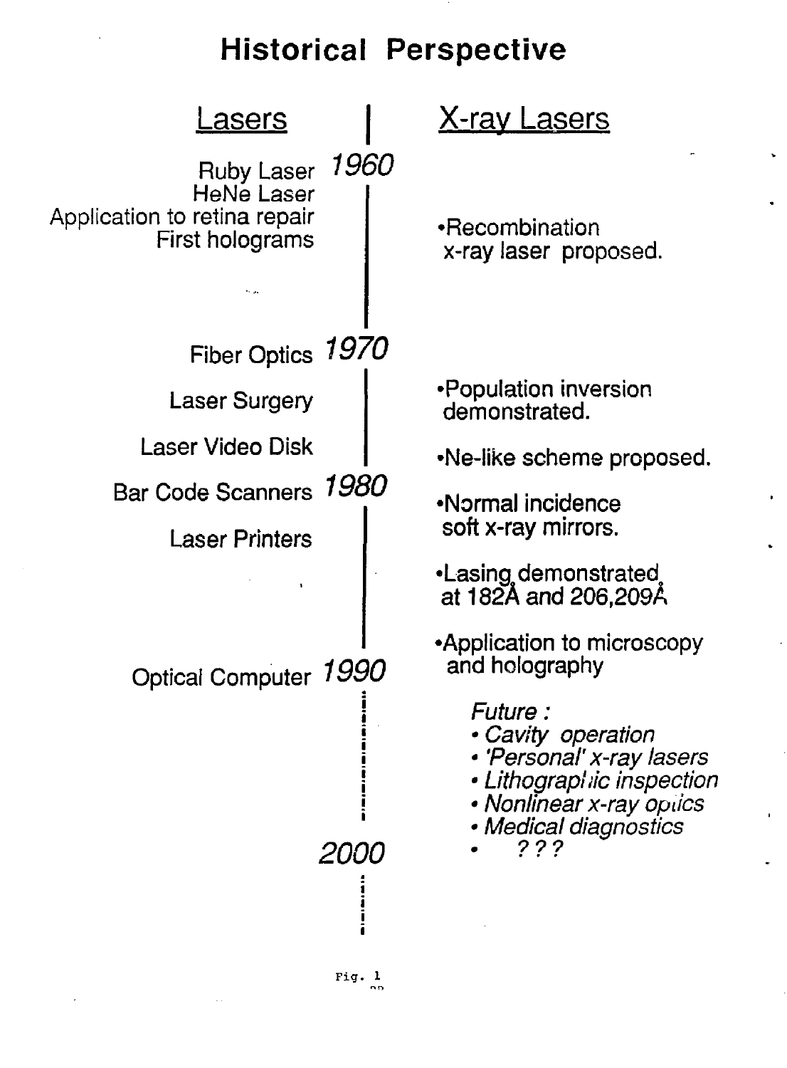# Historical Perspective

| Lasers | Year | X-ray Lasers |
| --- | --- | --- |
| Ruby Laser | 1960 | |
| HeNe Laser | | |
| Application to retina repair | | •Recombination x-ray laser proposed. |
| First holograms | | |
| Fiber Optics | 1970 | |
| Laser Surgery | | •Population inversion demonstrated. |
| Laser Video Disk | | •Ne-like scheme proposed. |
| Bar Code Scanners | 1980 | •Normal incidence soft x-ray mirrors. |
| Laser Printers | | |
| | | •Lasing demonstrated at 182Å and 206,209Å |
| | | •Application to microscopy and holography |
| Optical Computer | 1990 | |
| | | *Future :* |
| | | • *Cavity operation* |
| | | • *'Personal' x-ray lasers* |
| | | • *Lithographic inspection* |
| | | • *Nonlinear x-ray optics* |
| | | • *Medical diagnostics* |
| | 2000 | • *???* |

Fig. 1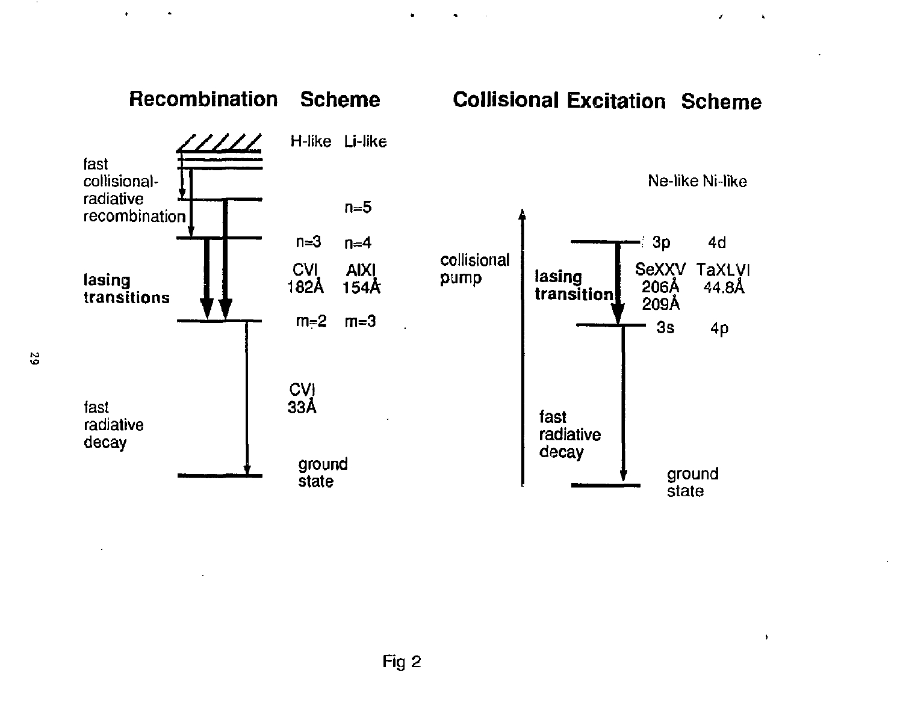## Recombination Scheme

H-like Li-like

fast collisional-radiative recombination

n=5

n=3 n=4

lasing transitions

CVI 182Å AlXI 154Å

m=2 m=3

CVI 33Å

fast radiative decay

ground state

## Collisional Excitation Scheme

Ne-like Ni-like

collisional pump

3p 4d

lasing transition

SeXXV 206Å 209Å TaXLVI 44.8Å

3s 4p

fast radiative decay

ground state

Fig 2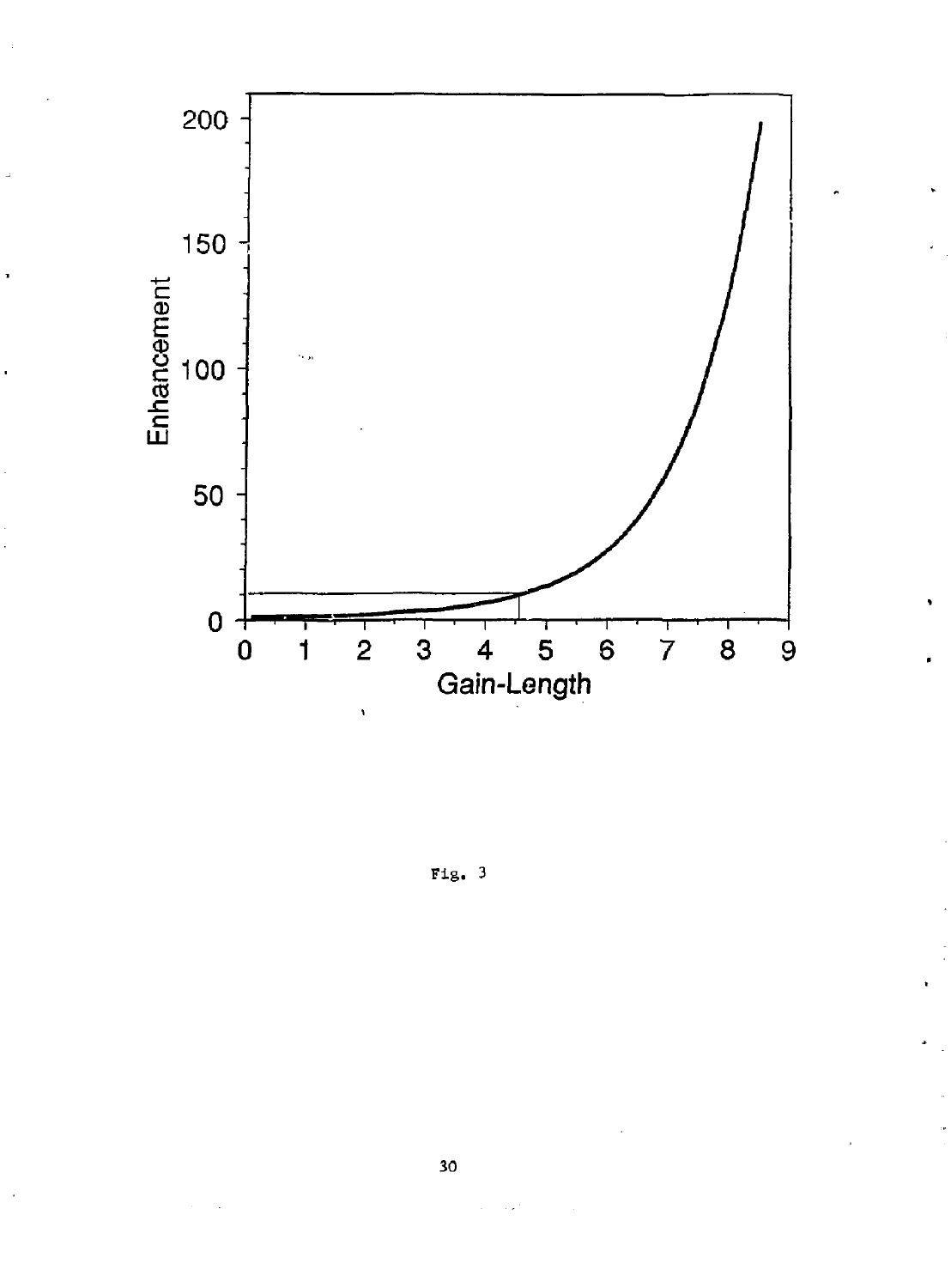Fig. 3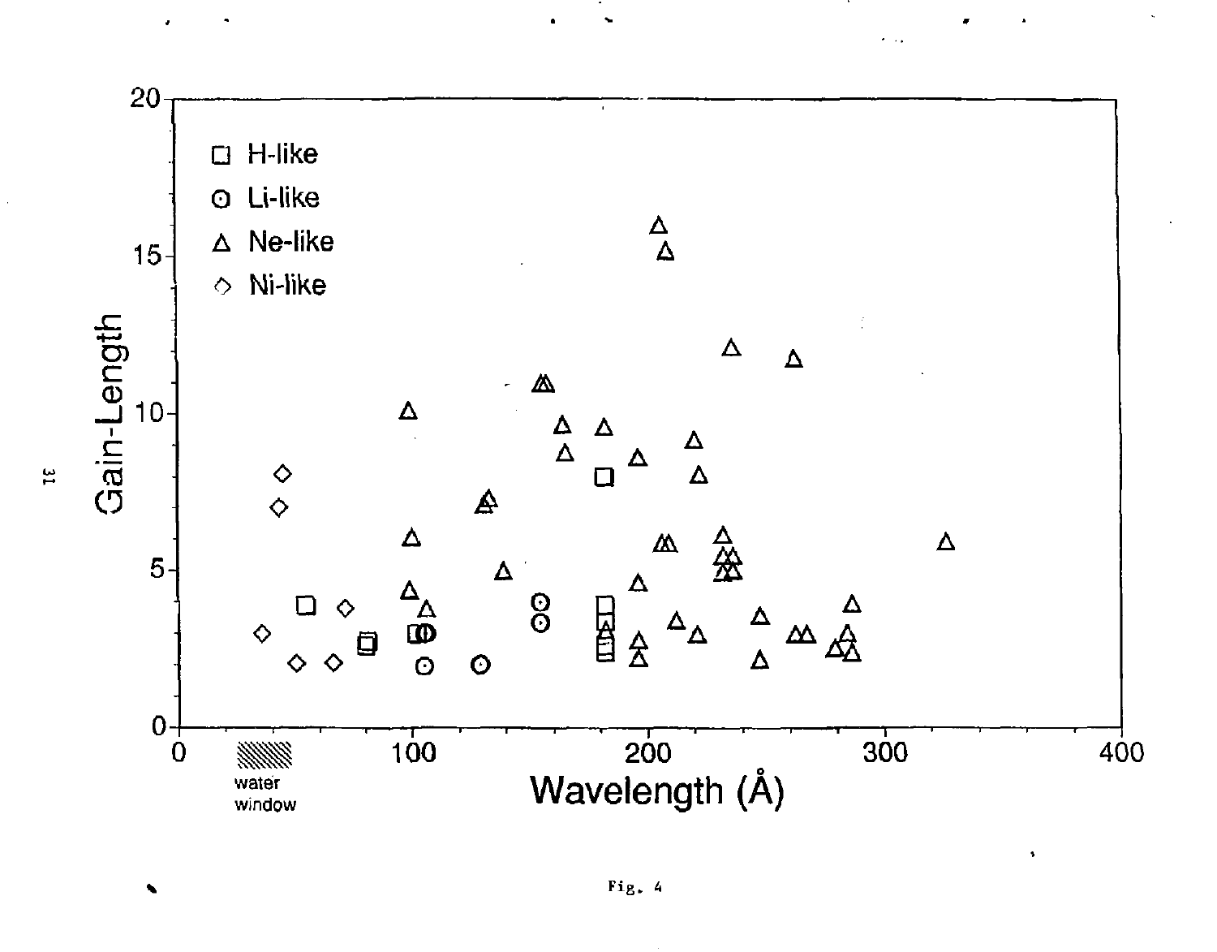Fig. 4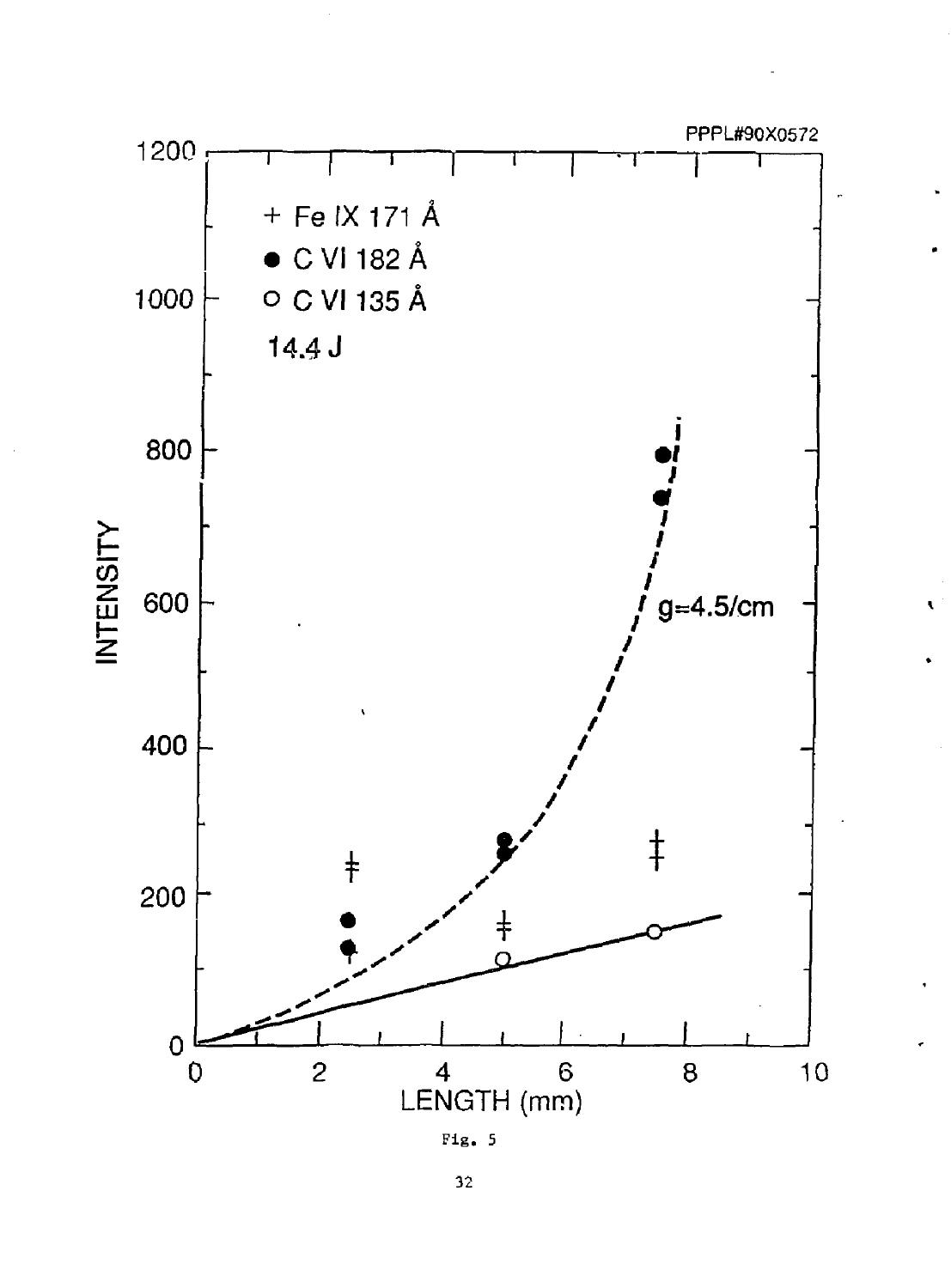Fig. 5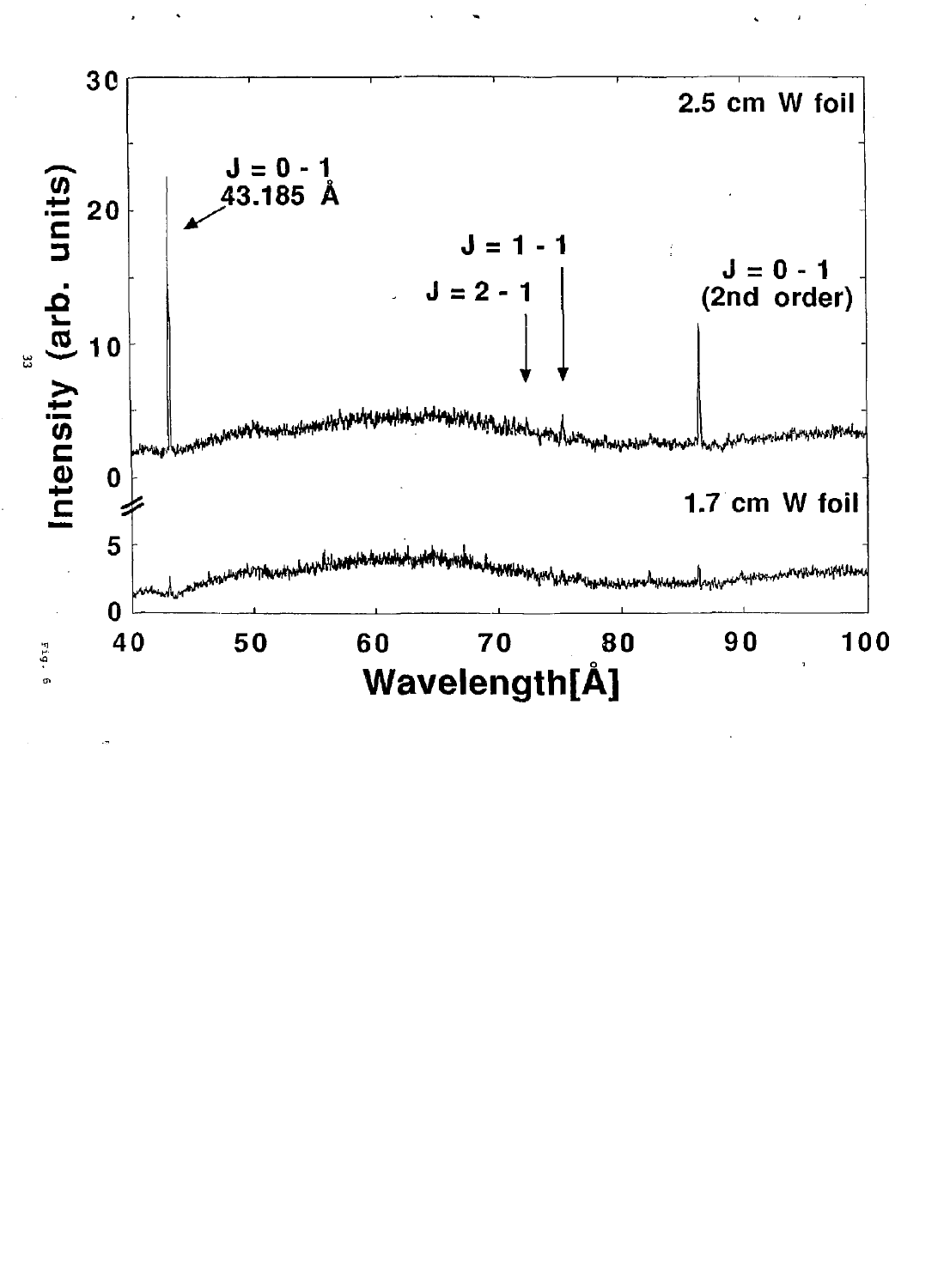2.5 cm W foil

J = 0 - 1
43.185 Å

J = 1 - 1

J = 2 - 1

J = 0 - 1
(2nd order)

1.7 cm W foil

Intensity (arb. units)

Wavelength[Å]

Fig. 6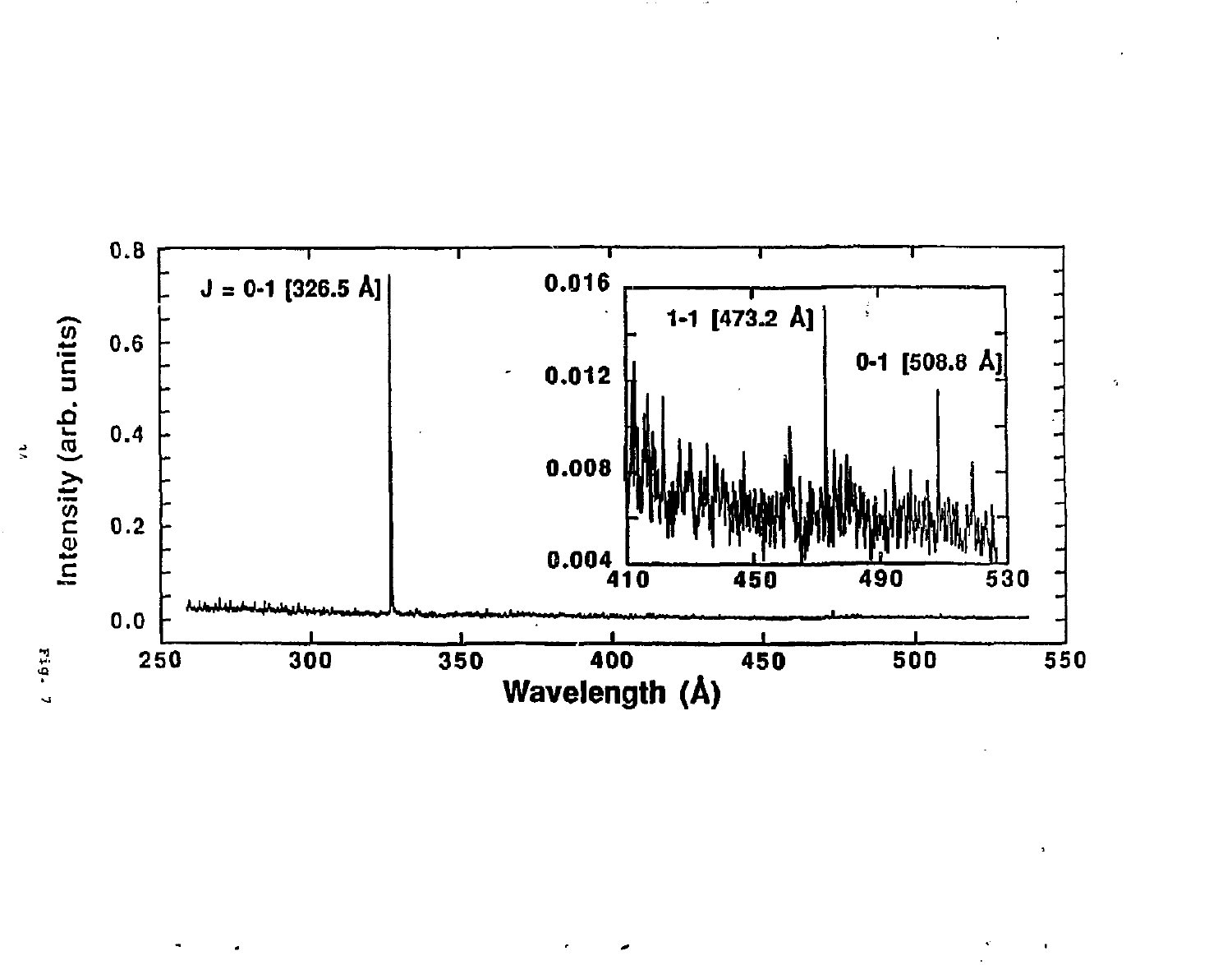J = 0-1 [326.5 Å]

1-1 [473.2 Å]

0-1 [508.8 Å]

Intensity (arb. units)

Wavelength (Å)

Fig. 7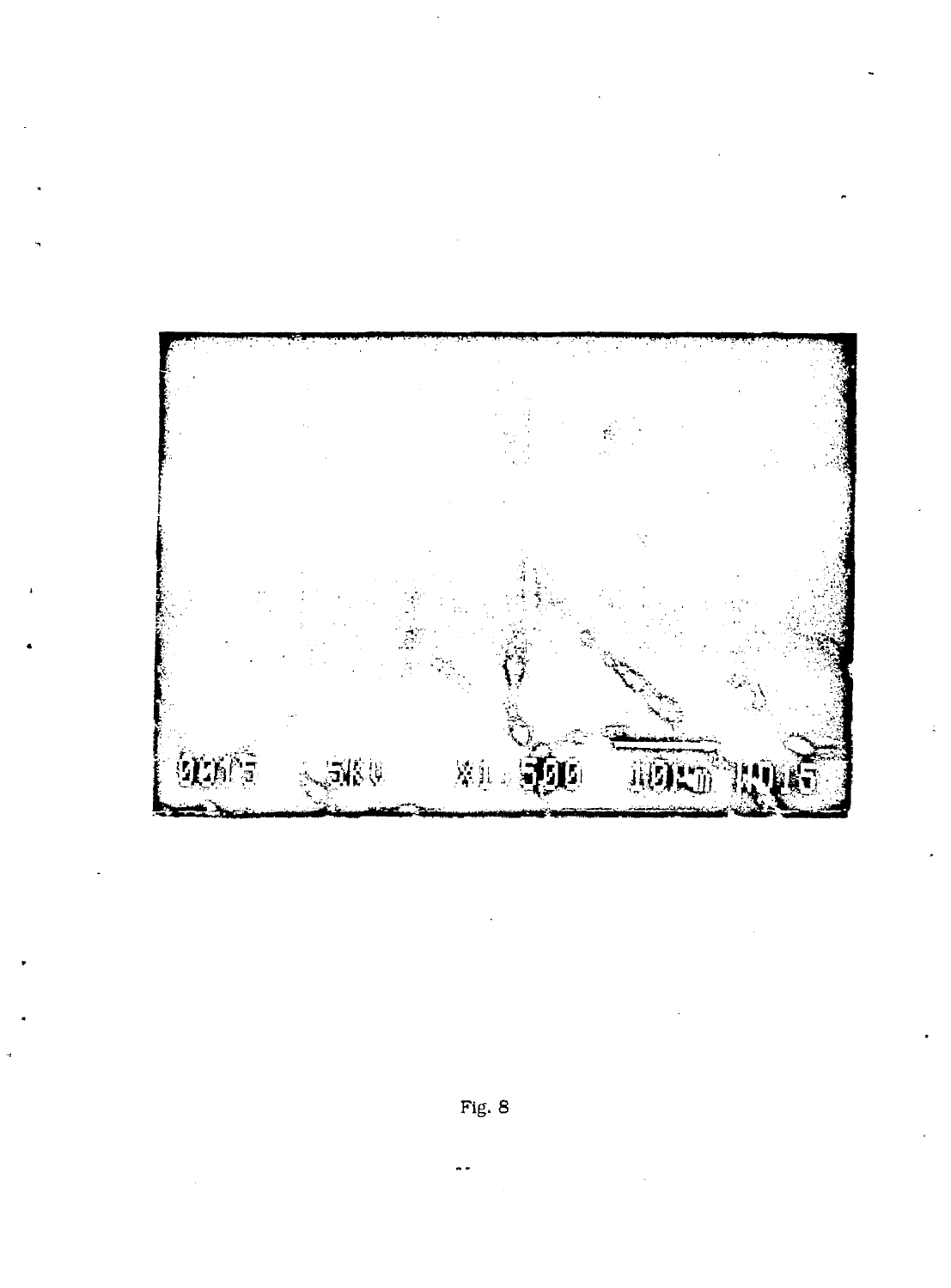Fig. 8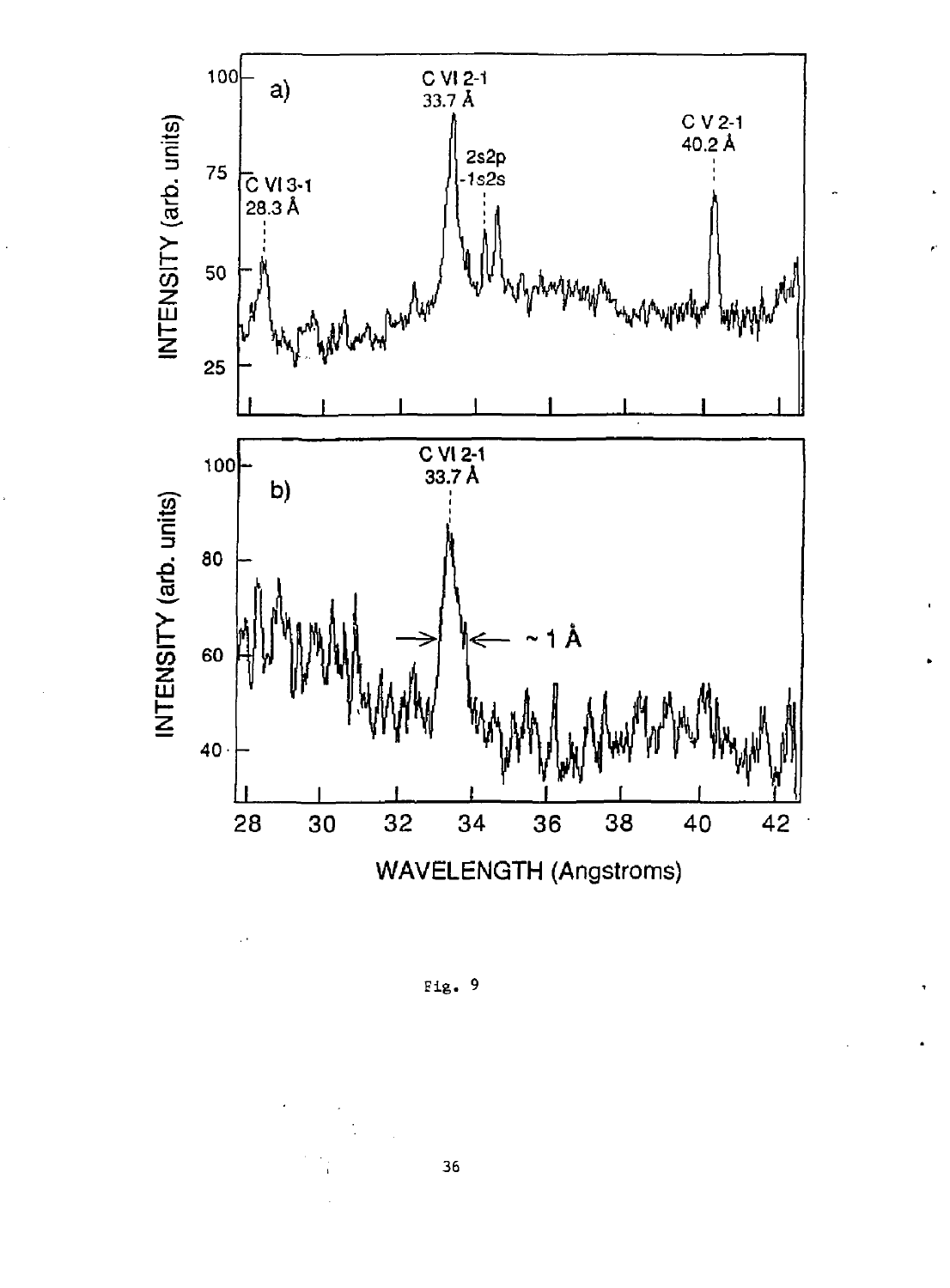a)

C VI 3-1
28.3 Å

C VI 2-1
33.7 Å

2s2p
-1s2s

C V 2-1
40.2 Å

INTENSITY (arb. units)

100
75
50
25

b)

C VI 2-1
33.7 Å

~ 1 Å

INTENSITY (arb. units)

100
80
60
40

28 30 32 34 36 38 40 42

WAVELENGTH (Angstroms)

Fig. 9